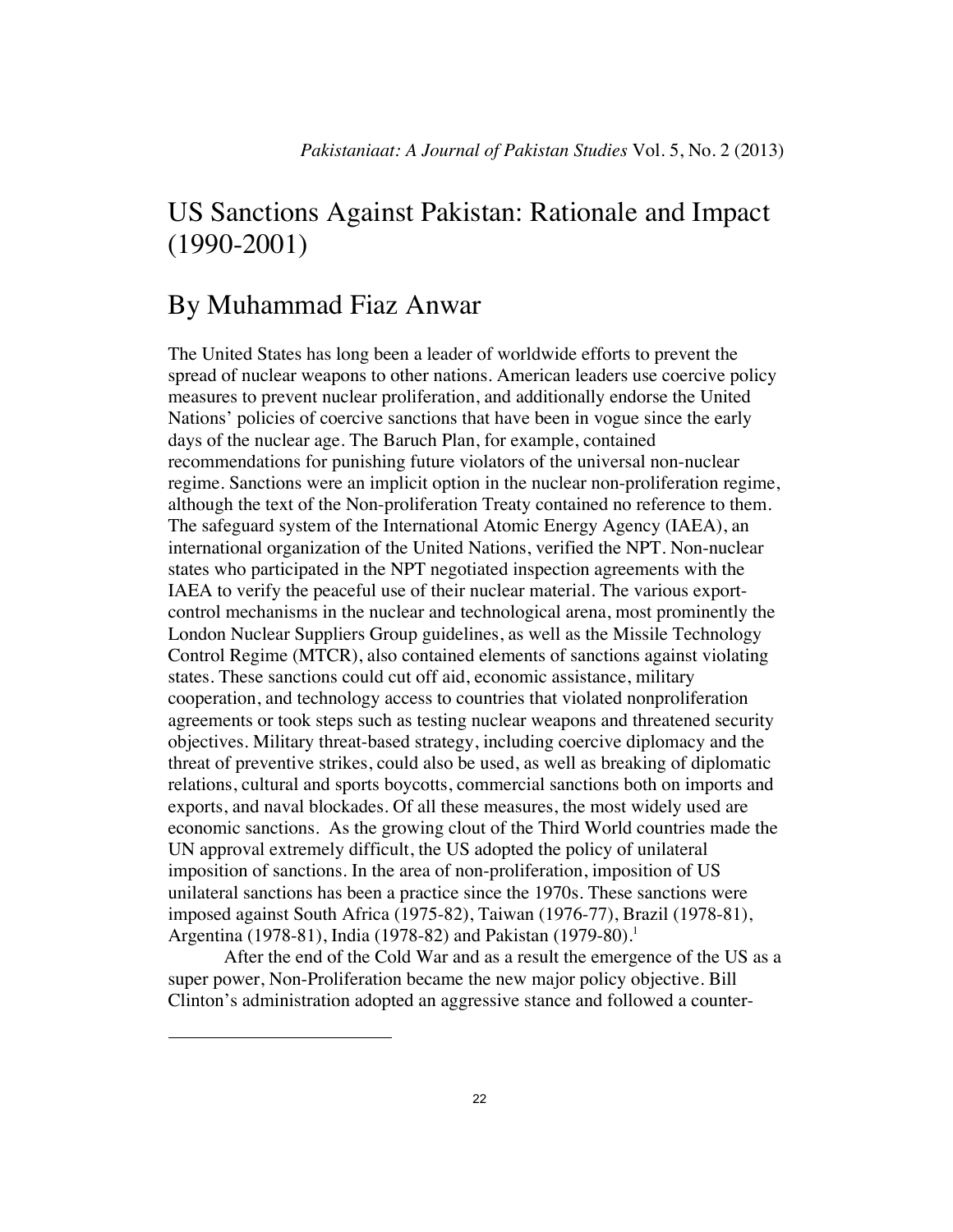# US Sanctions Against Pakistan: Rationale and Impact (1990-2001)

## By Muhammad Fiaz Anwar

The United States has long been a leader of worldwide efforts to prevent the spread of nuclear weapons to other nations. American leaders use coercive policy measures to prevent nuclear proliferation, and additionally endorse the United Nations' policies of coercive sanctions that have been in vogue since the early days of the nuclear age. The Baruch Plan, for example, contained recommendations for punishing future violators of the universal non-nuclear regime. Sanctions were an implicit option in the nuclear non-proliferation regime, although the text of the Non-proliferation Treaty contained no reference to them. The safeguard system of the International Atomic Energy Agency (IAEA), an international organization of the United Nations, verified the NPT. Non-nuclear states who participated in the NPT negotiated inspection agreements with the IAEA to verify the peaceful use of their nuclear material. The various export-control mechanisms in the nuclear and technological arena, most prominently the London Nuclear Suppliers Group guidelines, as well as the Missile Technology Control Regime (MTCR), also contained elements of sanctions against violating states. These sanctions could cut off aid, economic assistance, military cooperation, and technology access to countries that violated nonproliferation agreements or took steps such as testing nuclear weapons and threatened security objectives. Military threat-based strategy, including coercive diplomacy and the threat of preventive strikes, could also be used, as well as breaking of diplomatic relations, cultural and sports boycotts, commercial sanctions both on imports and exports, and naval blockades. Of all these measures, the most widely used are economic sanctions. As the growing clout of the Third World countries made the UN approval extremely difficult, the US adopted the policy of unilateral imposition of sanctions. In the area of non-proliferation, imposition of US unilateral sanctions has been a practice since the 1970s. These sanctions were imposed against South Africa (1975-82), Taiwan (1976-77), Brazil (1978-81), Argentina (1978-81), India (1978-82) and Pakistan (1979-80).[1]

After the end of the Cold War and as a result the emergence of the US as a super power, Non-Proliferation became the new major policy objective. Bill Clinton's administration adopted an aggressive stance and followed a counter-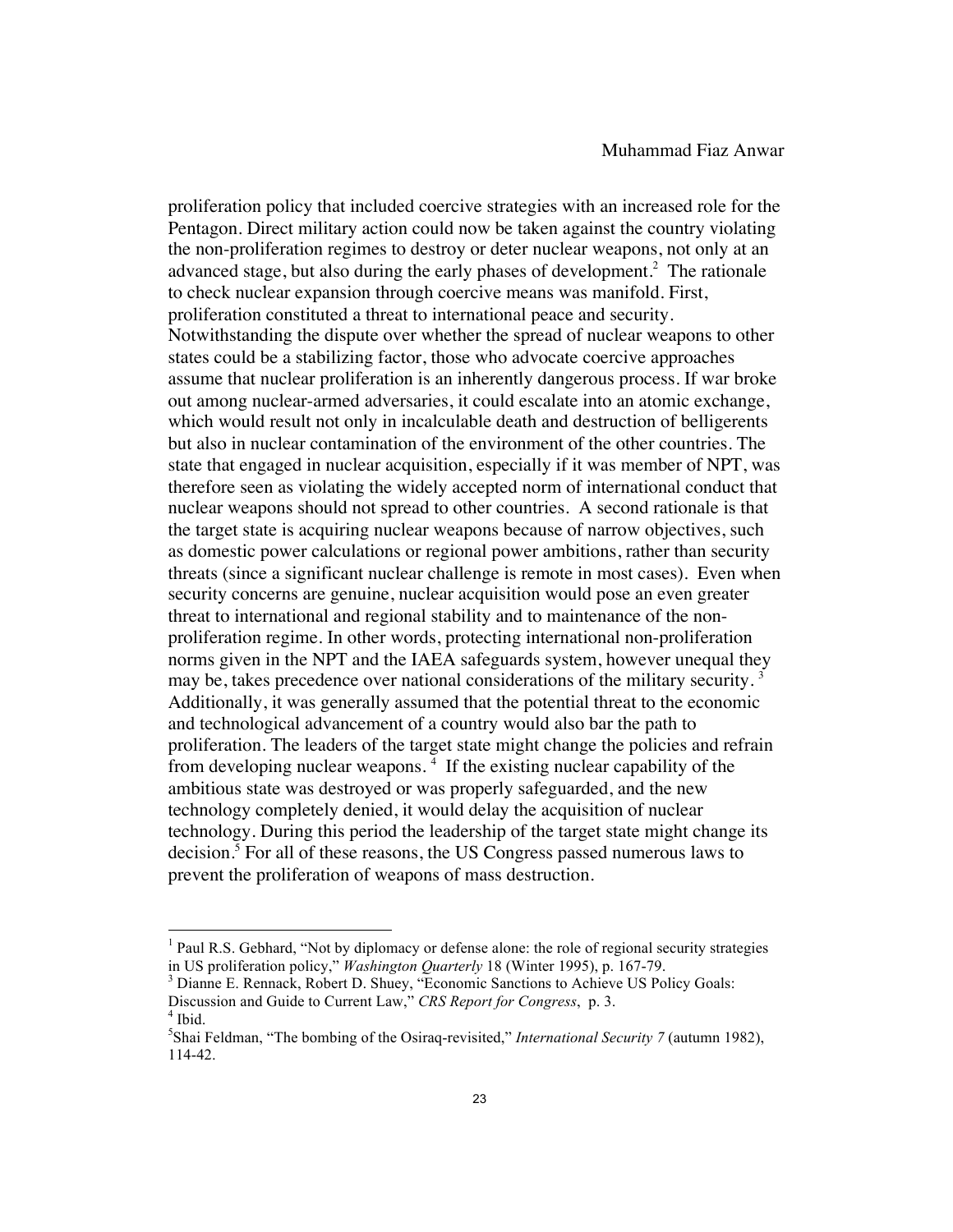proliferation policy that included coercive strategies with an increased role for the Pentagon. Direct military action could now be taken against the country violating the non-proliferation regimes to destroy or deter nuclear weapons, not only at an advanced stage, but also during the early phases of development.[2] The rationale to check nuclear expansion through coercive means was manifold. First, proliferation constituted a threat to international peace and security. Notwithstanding the dispute over whether the spread of nuclear weapons to other states could be a stabilizing factor, those who advocate coercive approaches assume that nuclear proliferation is an inherently dangerous process. If war broke out among nuclear-armed adversaries, it could escalate into an atomic exchange, which would result not only in incalculable death and destruction of belligerents but also in nuclear contamination of the environment of the other countries. The state that engaged in nuclear acquisition, especially if it was member of NPT, was therefore seen as violating the widely accepted norm of international conduct that nuclear weapons should not spread to other countries. A second rationale is that the target state is acquiring nuclear weapons because of narrow objectives, such as domestic power calculations or regional power ambitions, rather than security threats (since a significant nuclear challenge is remote in most cases). Even when security concerns are genuine, nuclear acquisition would pose an even greater threat to international and regional stability and to maintenance of the non-proliferation regime. In other words, protecting international non-proliferation norms given in the NPT and the IAEA safeguards system, however unequal they may be, takes precedence over national considerations of the military security.[3] Additionally, it was generally assumed that the potential threat to the economic and technological advancement of a country would also bar the path to proliferation. The leaders of the target state might change the policies and refrain from developing nuclear weapons.[4] If the existing nuclear capability of the ambitious state was destroyed or was properly safeguarded, and the new technology completely denied, it would delay the acquisition of nuclear technology. During this period the leadership of the target state might change its decision.[5] For all of these reasons, the US Congress passed numerous laws to prevent the proliferation of weapons of mass destruction.

---

[1] Paul R.S. Gebhard, "Not by diplomacy or defense alone: the role of regional security strategies in US proliferation policy," *Washington Quarterly* 18 (Winter 1995), p. 167-79.

[3] Dianne E. Rennack, Robert D. Shuey, "Economic Sanctions to Achieve US Policy Goals: Discussion and Guide to Current Law," *CRS Report for Congress*, p. 3.

[4] Ibid.

[5] Shai Feldman, "The bombing of the Osiraq-revisited," *International Security 7* (autumn 1982), 114-42.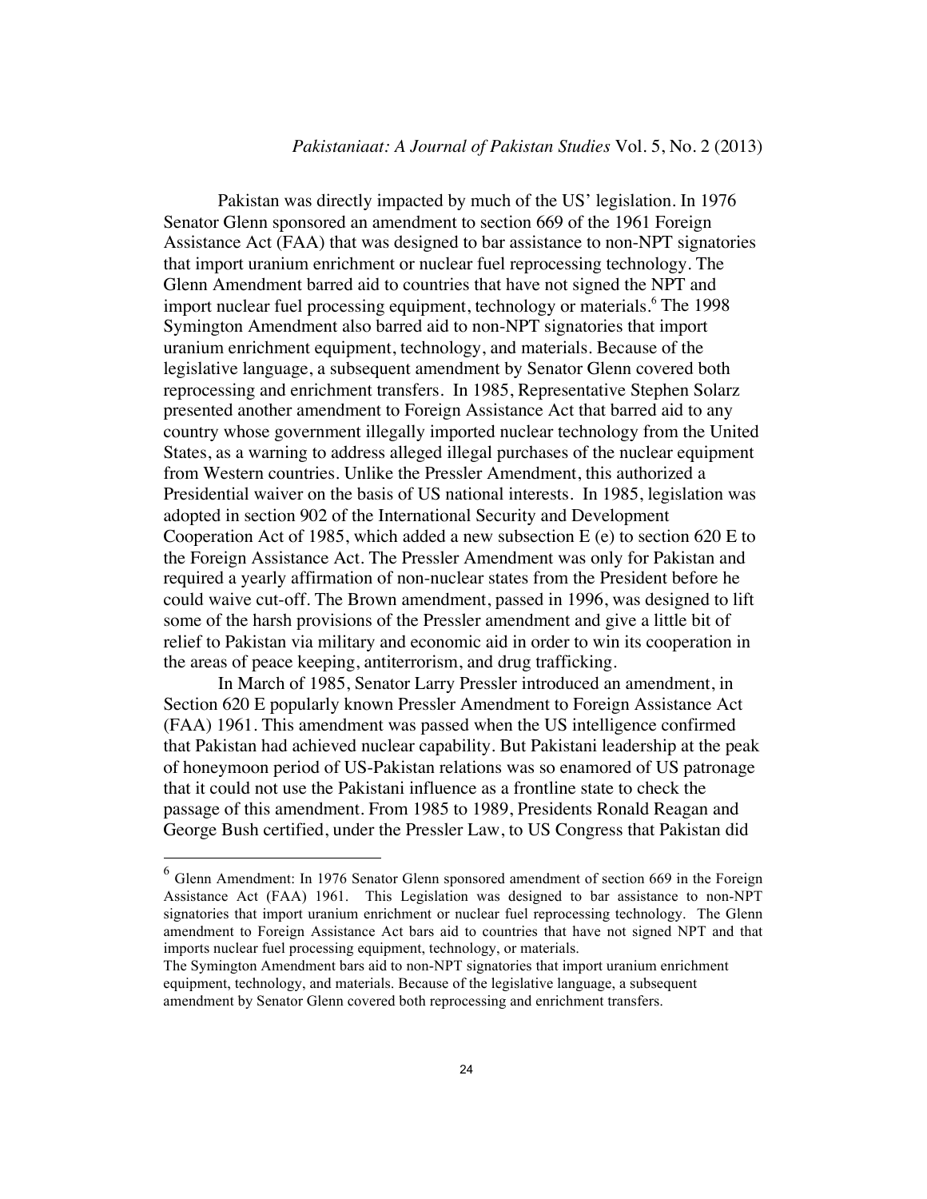Pakistan was directly impacted by much of the US' legislation. In 1976 Senator Glenn sponsored an amendment to section 669 of the 1961 Foreign Assistance Act (FAA) that was designed to bar assistance to non-NPT signatories that import uranium enrichment or nuclear fuel reprocessing technology. The Glenn Amendment barred aid to countries that have not signed the NPT and import nuclear fuel processing equipment, technology or materials.[6] The 1998 Symington Amendment also barred aid to non-NPT signatories that import uranium enrichment equipment, technology, and materials. Because of the legislative language, a subsequent amendment by Senator Glenn covered both reprocessing and enrichment transfers. In 1985, Representative Stephen Solarz presented another amendment to Foreign Assistance Act that barred aid to any country whose government illegally imported nuclear technology from the United States, as a warning to address alleged illegal purchases of the nuclear equipment from Western countries. Unlike the Pressler Amendment, this authorized a Presidential waiver on the basis of US national interests. In 1985, legislation was adopted in section 902 of the International Security and Development Cooperation Act of 1985, which added a new subsection E (e) to section 620 E to the Foreign Assistance Act. The Pressler Amendment was only for Pakistan and required a yearly affirmation of non-nuclear states from the President before he could waive cut-off. The Brown amendment, passed in 1996, was designed to lift some of the harsh provisions of the Pressler amendment and give a little bit of relief to Pakistan via military and economic aid in order to win its cooperation in the areas of peace keeping, antiterrorism, and drug trafficking.

In March of 1985, Senator Larry Pressler introduced an amendment, in Section 620 E popularly known Pressler Amendment to Foreign Assistance Act (FAA) 1961. This amendment was passed when the US intelligence confirmed that Pakistan had achieved nuclear capability. But Pakistani leadership at the peak of honeymoon period of US-Pakistan relations was so enamored of US patronage that it could not use the Pakistani influence as a frontline state to check the passage of this amendment. From 1985 to 1989, Presidents Ronald Reagan and George Bush certified, under the Pressler Law, to US Congress that Pakistan did

---

[6] Glenn Amendment: In 1976 Senator Glenn sponsored amendment of section 669 in the Foreign Assistance Act (FAA) 1961. This Legislation was designed to bar assistance to non-NPT signatories that import uranium enrichment or nuclear fuel reprocessing technology. The Glenn amendment to Foreign Assistance Act bars aid to countries that have not signed NPT and that imports nuclear fuel processing equipment, technology, or materials.
The Symington Amendment bars aid to non-NPT signatories that import uranium enrichment equipment, technology, and materials. Because of the legislative language, a subsequent amendment by Senator Glenn covered both reprocessing and enrichment transfers.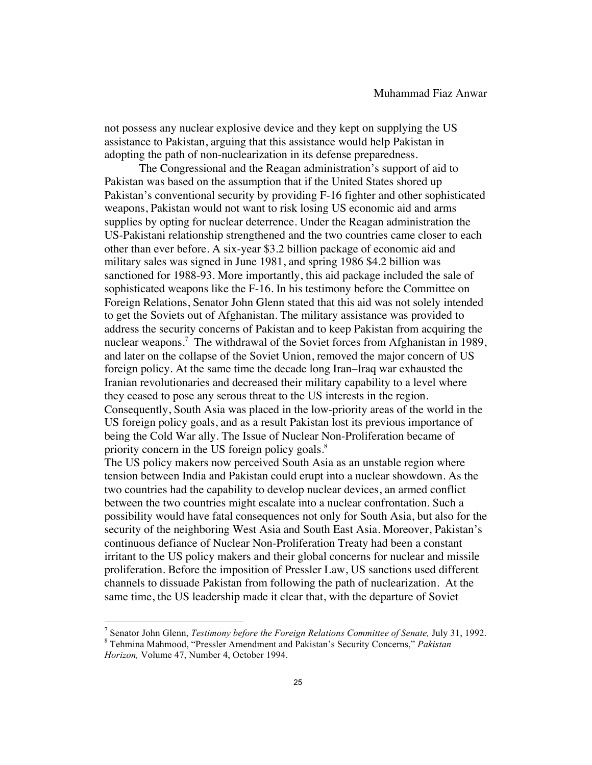not possess any nuclear explosive device and they kept on supplying the US assistance to Pakistan, arguing that this assistance would help Pakistan in adopting the path of non-nuclearization in its defense preparedness.

The Congressional and the Reagan administration's support of aid to Pakistan was based on the assumption that if the United States shored up Pakistan's conventional security by providing F-16 fighter and other sophisticated weapons, Pakistan would not want to risk losing US economic aid and arms supplies by opting for nuclear deterrence. Under the Reagan administration the US-Pakistani relationship strengthened and the two countries came closer to each other than ever before. A six-year $3.2 billion package of economic aid and military sales was signed in June 1981, and spring 1986 $4.2 billion was sanctioned for 1988-93. More importantly, this aid package included the sale of sophisticated weapons like the F-16. In his testimony before the Committee on Foreign Relations, Senator John Glenn stated that this aid was not solely intended to get the Soviets out of Afghanistan. The military assistance was provided to address the security concerns of Pakistan and to keep Pakistan from acquiring the nuclear weapons.[7] The withdrawal of the Soviet forces from Afghanistan in 1989, and later on the collapse of the Soviet Union, removed the major concern of US foreign policy. At the same time the decade long Iran–Iraq war exhausted the Iranian revolutionaries and decreased their military capability to a level where they ceased to pose any serous threat to the US interests in the region. Consequently, South Asia was placed in the low-priority areas of the world in the US foreign policy goals, and as a result Pakistan lost its previous importance of being the Cold War ally. The Issue of Nuclear Non-Proliferation became of priority concern in the US foreign policy goals.[8]

The US policy makers now perceived South Asia as an unstable region where tension between India and Pakistan could erupt into a nuclear showdown. As the two countries had the capability to develop nuclear devices, an armed conflict between the two countries might escalate into a nuclear confrontation. Such a possibility would have fatal consequences not only for South Asia, but also for the security of the neighboring West Asia and South East Asia. Moreover, Pakistan's continuous defiance of Nuclear Non-Proliferation Treaty had been a constant irritant to the US policy makers and their global concerns for nuclear and missile proliferation. Before the imposition of Pressler Law, US sanctions used different channels to dissuade Pakistan from following the path of nuclearization. At the same time, the US leadership made it clear that, with the departure of Soviet

---

[7] Senator John Glenn, *Testimony before the Foreign Relations Committee of Senate,* July 31, 1992.

[8] Tehmina Mahmood, "Pressler Amendment and Pakistan's Security Concerns," *Pakistan Horizon,* Volume 47, Number 4, October 1994.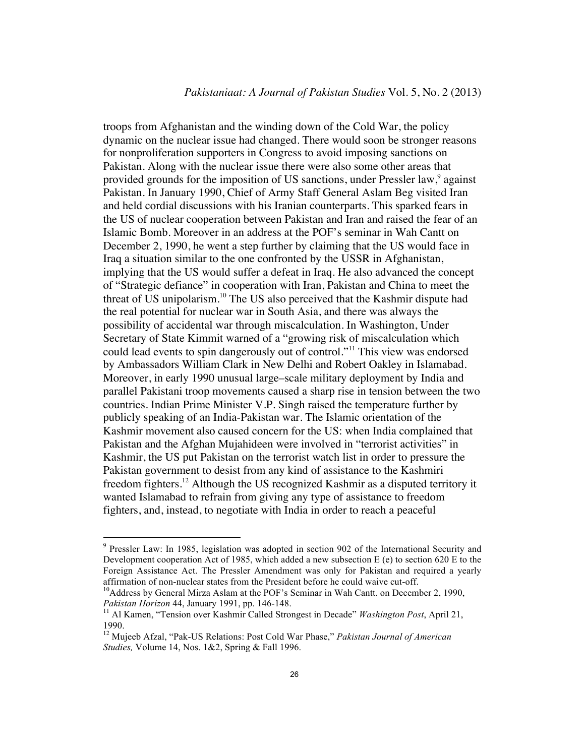troops from Afghanistan and the winding down of the Cold War, the policy dynamic on the nuclear issue had changed. There would soon be stronger reasons for nonproliferation supporters in Congress to avoid imposing sanctions on Pakistan. Along with the nuclear issue there were also some other areas that provided grounds for the imposition of US sanctions, under Pressler law,[9] against Pakistan. In January 1990, Chief of Army Staff General Aslam Beg visited Iran and held cordial discussions with his Iranian counterparts. This sparked fears in the US of nuclear cooperation between Pakistan and Iran and raised the fear of an Islamic Bomb. Moreover in an address at the POF's seminar in Wah Cantt on December 2, 1990, he went a step further by claiming that the US would face in Iraq a situation similar to the one confronted by the USSR in Afghanistan, implying that the US would suffer a defeat in Iraq. He also advanced the concept of "Strategic defiance" in cooperation with Iran, Pakistan and China to meet the threat of US unipolarism.[10] The US also perceived that the Kashmir dispute had the real potential for nuclear war in South Asia, and there was always the possibility of accidental war through miscalculation. In Washington, Under Secretary of State Kimmit warned of a "growing risk of miscalculation which could lead events to spin dangerously out of control."[11] This view was endorsed by Ambassadors William Clark in New Delhi and Robert Oakley in Islamabad. Moreover, in early 1990 unusual large–scale military deployment by India and parallel Pakistani troop movements caused a sharp rise in tension between the two countries. Indian Prime Minister V.P. Singh raised the temperature further by publicly speaking of an India-Pakistan war. The Islamic orientation of the Kashmir movement also caused concern for the US: when India complained that Pakistan and the Afghan Mujahideen were involved in "terrorist activities" in Kashmir, the US put Pakistan on the terrorist watch list in order to pressure the Pakistan government to desist from any kind of assistance to the Kashmiri freedom fighters.[12] Although the US recognized Kashmir as a disputed territory it wanted Islamabad to refrain from giving any type of assistance to freedom fighters, and, instead, to negotiate with India in order to reach a peaceful

---

[9] Pressler Law: In 1985, legislation was adopted in section 902 of the International Security and Development cooperation Act of 1985, which added a new subsection E (e) to section 620 E to the Foreign Assistance Act. The Pressler Amendment was only for Pakistan and required a yearly affirmation of non-nuclear states from the President before he could waive cut-off.

[10] Address by General Mirza Aslam at the POF's Seminar in Wah Cantt. on December 2, 1990, *Pakistan Horizon* 44, January 1991, pp. 146-148.

[11] Al Kamen, "Tension over Kashmir Called Strongest in Decade" *Washington Post*, April 21, 1990.

[12] Mujeeb Afzal, "Pak-US Relations: Post Cold War Phase," *Pakistan Journal of American Studies,* Volume 14, Nos. 1&2, Spring & Fall 1996.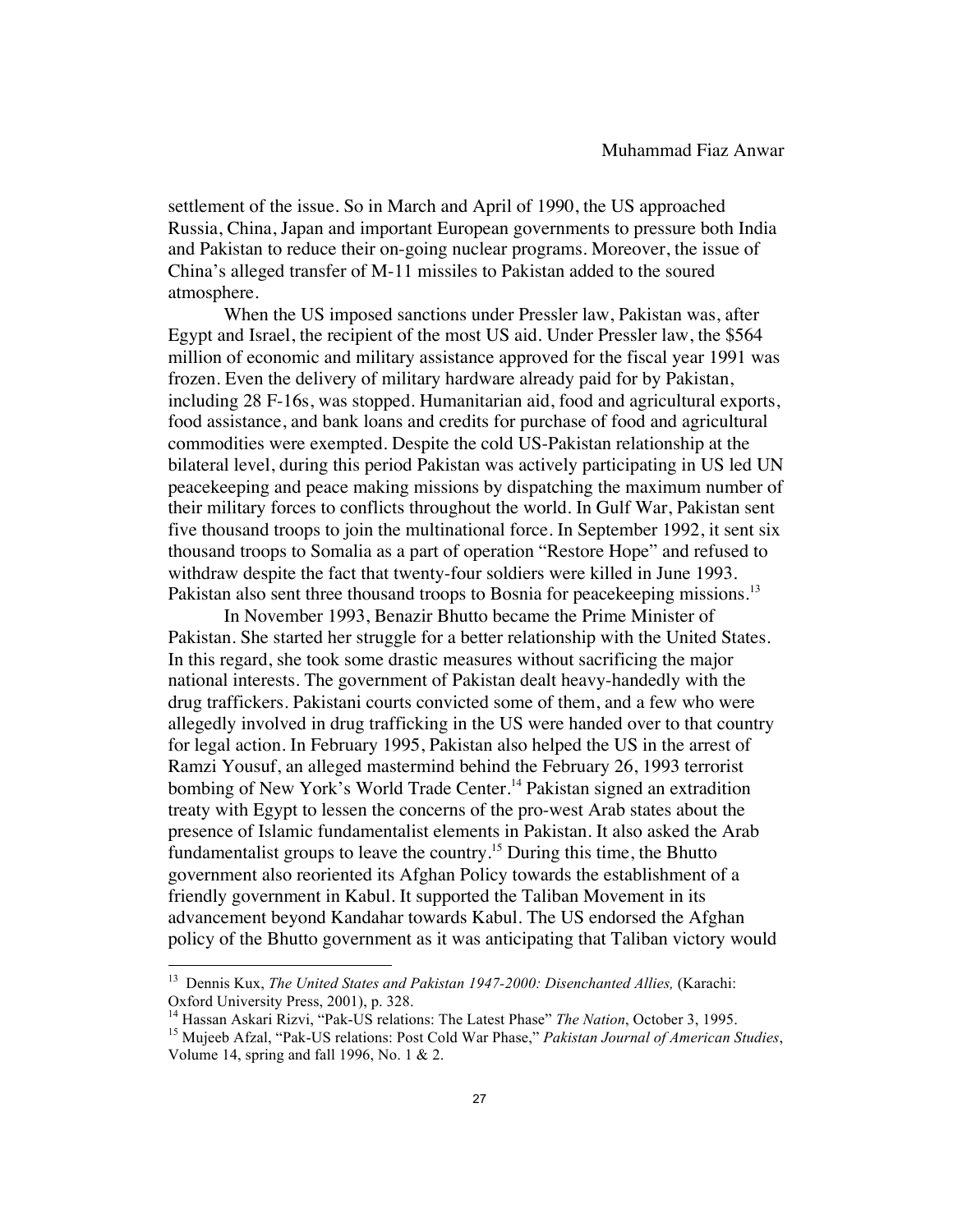settlement of the issue. So in March and April of 1990, the US approached Russia, China, Japan and important European governments to pressure both India and Pakistan to reduce their on-going nuclear programs. Moreover, the issue of China's alleged transfer of M-11 missiles to Pakistan added to the soured atmosphere.

When the US imposed sanctions under Pressler law, Pakistan was, after Egypt and Israel, the recipient of the most US aid. Under Pressler law, the $564 million of economic and military assistance approved for the fiscal year 1991 was frozen. Even the delivery of military hardware already paid for by Pakistan, including 28 F-16s, was stopped. Humanitarian aid, food and agricultural exports, food assistance, and bank loans and credits for purchase of food and agricultural commodities were exempted. Despite the cold US-Pakistan relationship at the bilateral level, during this period Pakistan was actively participating in US led UN peacekeeping and peace making missions by dispatching the maximum number of their military forces to conflicts throughout the world. In Gulf War, Pakistan sent five thousand troops to join the multinational force. In September 1992, it sent six thousand troops to Somalia as a part of operation "Restore Hope" and refused to withdraw despite the fact that twenty-four soldiers were killed in June 1993. Pakistan also sent three thousand troops to Bosnia for peacekeeping missions.[13]

In November 1993, Benazir Bhutto became the Prime Minister of Pakistan. She started her struggle for a better relationship with the United States. In this regard, she took some drastic measures without sacrificing the major national interests. The government of Pakistan dealt heavy-handedly with the drug traffickers. Pakistani courts convicted some of them, and a few who were allegedly involved in drug trafficking in the US were handed over to that country for legal action. In February 1995, Pakistan also helped the US in the arrest of Ramzi Yousuf, an alleged mastermind behind the February 26, 1993 terrorist bombing of New York's World Trade Center.[14] Pakistan signed an extradition treaty with Egypt to lessen the concerns of the pro-west Arab states about the presence of Islamic fundamentalist elements in Pakistan. It also asked the Arab fundamentalist groups to leave the country.[15] During this time, the Bhutto government also reoriented its Afghan Policy towards the establishment of a friendly government in Kabul. It supported the Taliban Movement in its advancement beyond Kandahar towards Kabul. The US endorsed the Afghan policy of the Bhutto government as it was anticipating that Taliban victory would

---

[13] Dennis Kux, *The United States and Pakistan 1947-2000: Disenchanted Allies,* (Karachi: Oxford University Press, 2001), p. 328.

[14] Hassan Askari Rizvi, "Pak-US relations: The Latest Phase" *The Nation*, October 3, 1995.

[15] Mujeeb Afzal, "Pak-US relations: Post Cold War Phase," *Pakistan Journal of American Studies*, Volume 14, spring and fall 1996, No. 1 & 2.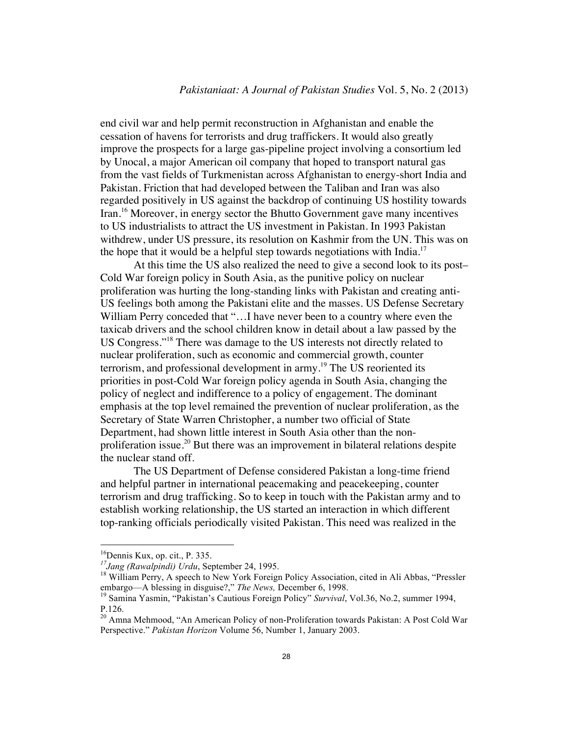end civil war and help permit reconstruction in Afghanistan and enable the cessation of havens for terrorists and drug traffickers. It would also greatly improve the prospects for a large gas-pipeline project involving a consortium led by Unocal, a major American oil company that hoped to transport natural gas from the vast fields of Turkmenistan across Afghanistan to energy-short India and Pakistan. Friction that had developed between the Taliban and Iran was also regarded positively in US against the backdrop of continuing US hostility towards Iran.[16] Moreover, in energy sector the Bhutto Government gave many incentives to US industrialists to attract the US investment in Pakistan. In 1993 Pakistan withdrew, under US pressure, its resolution on Kashmir from the UN. This was on the hope that it would be a helpful step towards negotiations with India.[17]

At this time the US also realized the need to give a second look to its post–Cold War foreign policy in South Asia, as the punitive policy on nuclear proliferation was hurting the long-standing links with Pakistan and creating anti-US feelings both among the Pakistani elite and the masses. US Defense Secretary William Perry conceded that "…I have never been to a country where even the taxicab drivers and the school children know in detail about a law passed by the US Congress."[18] There was damage to the US interests not directly related to nuclear proliferation, such as economic and commercial growth, counter terrorism, and professional development in army.[19] The US reoriented its priorities in post-Cold War foreign policy agenda in South Asia, changing the policy of neglect and indifference to a policy of engagement. The dominant emphasis at the top level remained the prevention of nuclear proliferation, as the Secretary of State Warren Christopher, a number two official of State Department, had shown little interest in South Asia other than the non-proliferation issue.[20] But there was an improvement in bilateral relations despite the nuclear stand off.

The US Department of Defense considered Pakistan a long-time friend and helpful partner in international peacemaking and peacekeeping, counter terrorism and drug trafficking. So to keep in touch with the Pakistan army and to establish working relationship, the US started an interaction in which different top-ranking officials periodically visited Pakistan. This need was realized in the

---

[16] Dennis Kux, op. cit., P. 335.

[17] *Jang (Rawalpindi) Urdu*, September 24, 1995.

[18] William Perry, A speech to New York Foreign Policy Association, cited in Ali Abbas, "Pressler embargo—A blessing in disguise?," *The News,* December 6, 1998.

[19] Samina Yasmin, "Pakistan's Cautious Foreign Policy" *Survival*, Vol.36, No.2, summer 1994, P.126.

[20] Amna Mehmood, "An American Policy of non-Proliferation towards Pakistan: A Post Cold War Perspective." *Pakistan Horizon* Volume 56, Number 1, January 2003.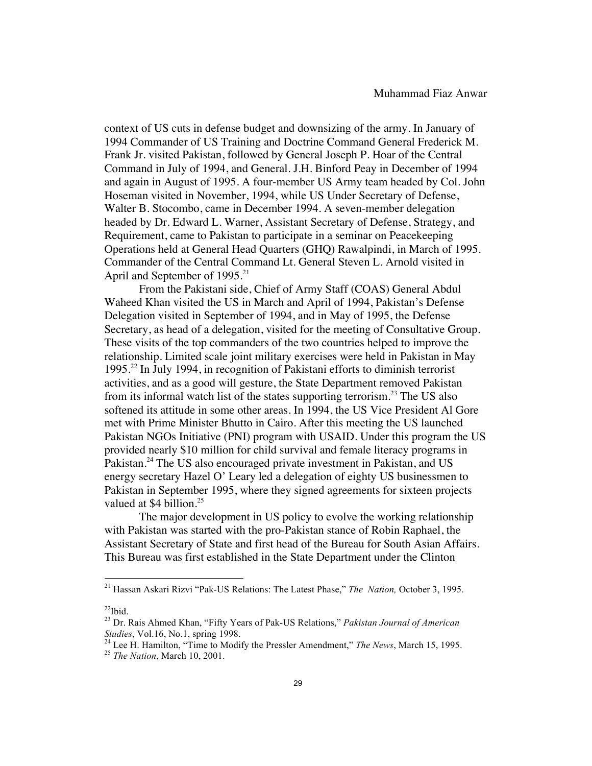context of US cuts in defense budget and downsizing of the army. In January of 1994 Commander of US Training and Doctrine Command General Frederick M. Frank Jr. visited Pakistan, followed by General Joseph P. Hoar of the Central Command in July of 1994, and General. J.H. Binford Peay in December of 1994 and again in August of 1995. A four-member US Army team headed by Col. John Hoseman visited in November, 1994, while US Under Secretary of Defense, Walter B. Stocombo, came in December 1994. A seven-member delegation headed by Dr. Edward L. Warner, Assistant Secretary of Defense, Strategy, and Requirement, came to Pakistan to participate in a seminar on Peacekeeping Operations held at General Head Quarters (GHQ) Rawalpindi, in March of 1995. Commander of the Central Command Lt. General Steven L. Arnold visited in April and September of 1995.[21]

From the Pakistani side, Chief of Army Staff (COAS) General Abdul Waheed Khan visited the US in March and April of 1994, Pakistan's Defense Delegation visited in September of 1994, and in May of 1995, the Defense Secretary, as head of a delegation, visited for the meeting of Consultative Group. These visits of the top commanders of the two countries helped to improve the relationship. Limited scale joint military exercises were held in Pakistan in May 1995.[22] In July 1994, in recognition of Pakistani efforts to diminish terrorist activities, and as a good will gesture, the State Department removed Pakistan from its informal watch list of the states supporting terrorism.[23] The US also softened its attitude in some other areas. In 1994, the US Vice President Al Gore met with Prime Minister Bhutto in Cairo. After this meeting the US launched Pakistan NGOs Initiative (PNI) program with USAID. Under this program the US provided nearly $10 million for child survival and female literacy programs in Pakistan.[24] The US also encouraged private investment in Pakistan, and US energy secretary Hazel O' Leary led a delegation of eighty US businessmen to Pakistan in September 1995, where they signed agreements for sixteen projects valued at $4 billion.[25]

The major development in US policy to evolve the working relationship with Pakistan was started with the pro-Pakistan stance of Robin Raphael, the Assistant Secretary of State and first head of the Bureau for South Asian Affairs. This Bureau was first established in the State Department under the Clinton

---

[21] Hassan Askari Rizvi "Pak-US Relations: The Latest Phase," *The Nation,* October 3, 1995.

[22] Ibid.

[23] Dr. Rais Ahmed Khan, "Fifty Years of Pak-US Relations," *Pakistan Journal of American Studies*, Vol.16, No.1, spring 1998.

[24] Lee H. Hamilton, "Time to Modify the Pressler Amendment," *The News*, March 15, 1995.

[25] *The Nation*, March 10, 2001.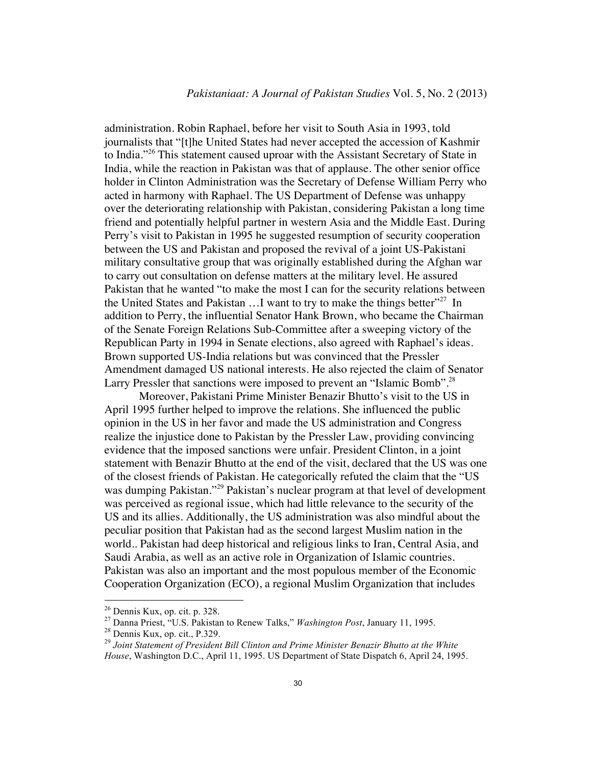administration. Robin Raphael, before her visit to South Asia in 1993, told journalists that "[t]he United States had never accepted the accession of Kashmir to India."[26] This statement caused uproar with the Assistant Secretary of State in India, while the reaction in Pakistan was that of applause. The other senior office holder in Clinton Administration was the Secretary of Defense William Perry who acted in harmony with Raphael. The US Department of Defense was unhappy over the deteriorating relationship with Pakistan, considering Pakistan a long time friend and potentially helpful partner in western Asia and the Middle East. During Perry's visit to Pakistan in 1995 he suggested resumption of security cooperation between the US and Pakistan and proposed the revival of a joint US-Pakistani military consultative group that was originally established during the Afghan war to carry out consultation on defense matters at the military level. He assured Pakistan that he wanted "to make the most I can for the security relations between the United States and Pakistan …I want to try to make the things better"[27] In addition to Perry, the influential Senator Hank Brown, who became the Chairman of the Senate Foreign Relations Sub-Committee after a sweeping victory of the Republican Party in 1994 in Senate elections, also agreed with Raphael's ideas. Brown supported US-India relations but was convinced that the Pressler Amendment damaged US national interests. He also rejected the claim of Senator Larry Pressler that sanctions were imposed to prevent an "Islamic Bomb".[28]

Moreover, Pakistani Prime Minister Benazir Bhutto's visit to the US in April 1995 further helped to improve the relations. She influenced the public opinion in the US in her favor and made the US administration and Congress realize the injustice done to Pakistan by the Pressler Law, providing convincing evidence that the imposed sanctions were unfair. President Clinton, in a joint statement with Benazir Bhutto at the end of the visit, declared that the US was one of the closest friends of Pakistan. He categorically refuted the claim that the "US was dumping Pakistan."[29] Pakistan's nuclear program at that level of development was perceived as regional issue, which had little relevance to the security of the US and its allies. Additionally, the US administration was also mindful about the peculiar position that Pakistan had as the second largest Muslim nation in the world.. Pakistan had deep historical and religious links to Iran, Central Asia, and Saudi Arabia, as well as an active role in Organization of Islamic countries. Pakistan was also an important and the most populous member of the Economic Cooperation Organization (ECO), a regional Muslim Organization that includes

---

[26] Dennis Kux, op. cit. p. 328.

[27] Danna Priest, "U.S. Pakistan to Renew Talks," *Washington Post*, January 11, 1995.

[28] Dennis Kux, op. cit., P.329.

[29] *Joint Statement of President Bill Clinton and Prime Minister Benazir Bhutto at the White House*, Washington D.C., April 11, 1995. US Department of State Dispatch 6, April 24, 1995.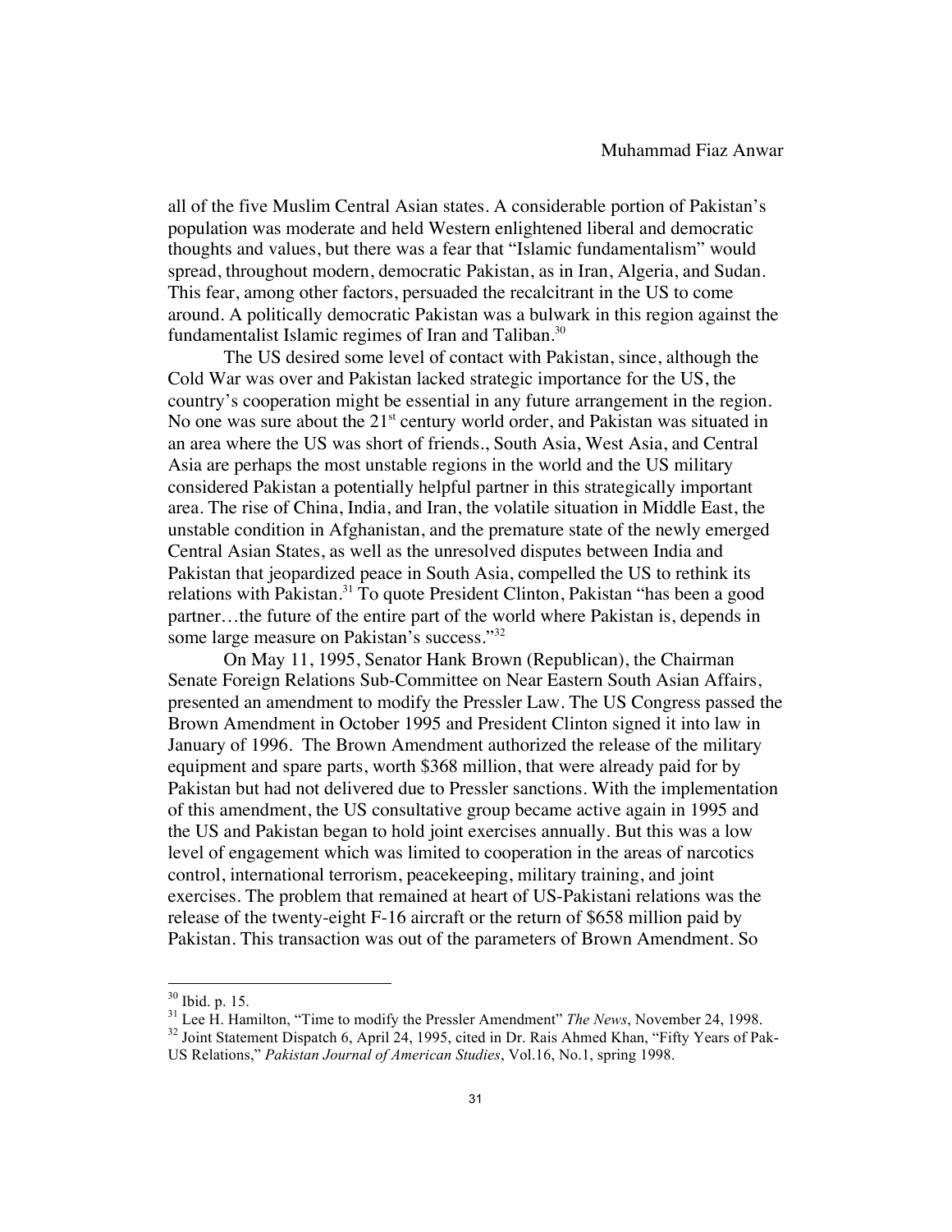all of the five Muslim Central Asian states. A considerable portion of Pakistan's population was moderate and held Western enlightened liberal and democratic thoughts and values, but there was a fear that "Islamic fundamentalism" would spread, throughout modern, democratic Pakistan, as in Iran, Algeria, and Sudan. This fear, among other factors, persuaded the recalcitrant in the US to come around. A politically democratic Pakistan was a bulwark in this region against the fundamentalist Islamic regimes of Iran and Taliban.[30]

The US desired some level of contact with Pakistan, since, although the Cold War was over and Pakistan lacked strategic importance for the US, the country's cooperation might be essential in any future arrangement in the region. No one was sure about the 21st century world order, and Pakistan was situated in an area where the US was short of friends., South Asia, West Asia, and Central Asia are perhaps the most unstable regions in the world and the US military considered Pakistan a potentially helpful partner in this strategically important area. The rise of China, India, and Iran, the volatile situation in Middle East, the unstable condition in Afghanistan, and the premature state of the newly emerged Central Asian States, as well as the unresolved disputes between India and Pakistan that jeopardized peace in South Asia, compelled the US to rethink its relations with Pakistan.[31] To quote President Clinton, Pakistan "has been a good partner…the future of the entire part of the world where Pakistan is, depends in some large measure on Pakistan's success."[32]

On May 11, 1995, Senator Hank Brown (Republican), the Chairman Senate Foreign Relations Sub-Committee on Near Eastern South Asian Affairs, presented an amendment to modify the Pressler Law. The US Congress passed the Brown Amendment in October 1995 and President Clinton signed it into law in January of 1996. The Brown Amendment authorized the release of the military equipment and spare parts, worth $368 million, that were already paid for by Pakistan but had not delivered due to Pressler sanctions. With the implementation of this amendment, the US consultative group became active again in 1995 and the US and Pakistan began to hold joint exercises annually. But this was a low level of engagement which was limited to cooperation in the areas of narcotics control, international terrorism, peacekeeping, military training, and joint exercises. The problem that remained at heart of US-Pakistani relations was the release of the twenty-eight F-16 aircraft or the return of $658 million paid by Pakistan. This transaction was out of the parameters of Brown Amendment. So

---

[30] Ibid. p. 15.

[31] Lee H. Hamilton, "Time to modify the Pressler Amendment" *The News*, November 24, 1998.

[32] Joint Statement Dispatch 6, April 24, 1995, cited in Dr. Rais Ahmed Khan, "Fifty Years of Pak-US Relations," *Pakistan Journal of American Studies*, Vol.16, No.1, spring 1998.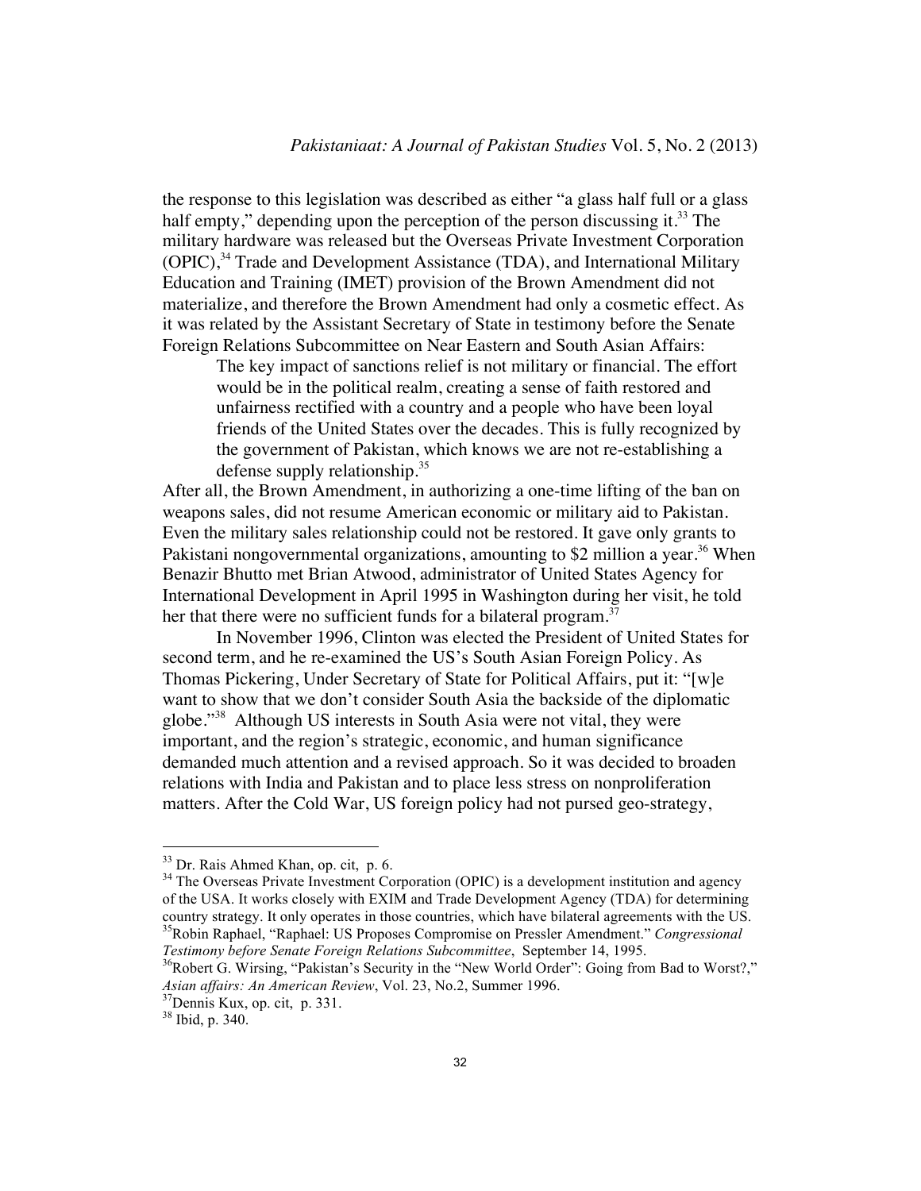the response to this legislation was described as either "a glass half full or a glass half empty," depending upon the perception of the person discussing it.[33] The military hardware was released but the Overseas Private Investment Corporation (OPIC),[34] Trade and Development Assistance (TDA), and International Military Education and Training (IMET) provision of the Brown Amendment did not materialize, and therefore the Brown Amendment had only a cosmetic effect. As it was related by the Assistant Secretary of State in testimony before the Senate Foreign Relations Subcommittee on Near Eastern and South Asian Affairs:

> The key impact of sanctions relief is not military or financial. The effort would be in the political realm, creating a sense of faith restored and unfairness rectified with a country and a people who have been loyal friends of the United States over the decades. This is fully recognized by the government of Pakistan, which knows we are not re-establishing a defense supply relationship.[35]

After all, the Brown Amendment, in authorizing a one-time lifting of the ban on weapons sales, did not resume American economic or military aid to Pakistan. Even the military sales relationship could not be restored. It gave only grants to Pakistani nongovernmental organizations, amounting to $2 million a year.[36] When Benazir Bhutto met Brian Atwood, administrator of United States Agency for International Development in April 1995 in Washington during her visit, he told her that there were no sufficient funds for a bilateral program.[37]

In November 1996, Clinton was elected the President of United States for second term, and he re-examined the US's South Asian Foreign Policy. As Thomas Pickering, Under Secretary of State for Political Affairs, put it: "[w]e want to show that we don't consider South Asia the backside of the diplomatic globe."[38] Although US interests in South Asia were not vital, they were important, and the region's strategic, economic, and human significance demanded much attention and a revised approach. So it was decided to broaden relations with India and Pakistan and to place less stress on nonproliferation matters. After the Cold War, US foreign policy had not pursed geo-strategy,

---

[33] Dr. Rais Ahmed Khan, op. cit, p. 6.

[34] The Overseas Private Investment Corporation (OPIC) is a development institution and agency of the USA. It works closely with EXIM and Trade Development Agency (TDA) for determining country strategy. It only operates in those countries, which have bilateral agreements with the US.

[35] Robin Raphael, "Raphael: US Proposes Compromise on Pressler Amendment." *Congressional Testimony before Senate Foreign Relations Subcommittee*, September 14, 1995.

[36] Robert G. Wirsing, "Pakistan's Security in the "New World Order": Going from Bad to Worst?," *Asian affairs: An American Review*, Vol. 23, No.2, Summer 1996.

[37] Dennis Kux, op. cit, p. 331.

[38] Ibid, p. 340.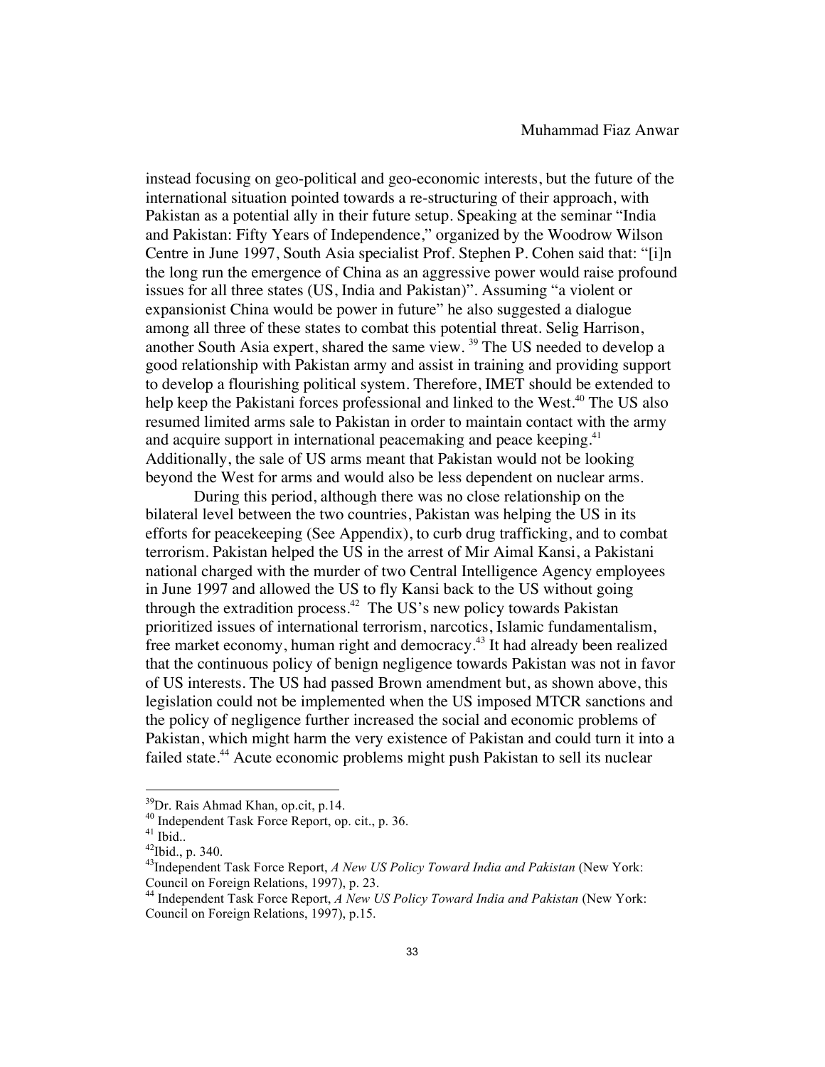instead focusing on geo-political and geo-economic interests, but the future of the international situation pointed towards a re-structuring of their approach, with Pakistan as a potential ally in their future setup. Speaking at the seminar "India and Pakistan: Fifty Years of Independence," organized by the Woodrow Wilson Centre in June 1997, South Asia specialist Prof. Stephen P. Cohen said that: "[i]n the long run the emergence of China as an aggressive power would raise profound issues for all three states (US, India and Pakistan)". Assuming "a violent or expansionist China would be power in future" he also suggested a dialogue among all three of these states to combat this potential threat. Selig Harrison, another South Asia expert, shared the same view. [39] The US needed to develop a good relationship with Pakistan army and assist in training and providing support to develop a flourishing political system. Therefore, IMET should be extended to help keep the Pakistani forces professional and linked to the West.[40] The US also resumed limited arms sale to Pakistan in order to maintain contact with the army and acquire support in international peacemaking and peace keeping.[41] Additionally, the sale of US arms meant that Pakistan would not be looking beyond the West for arms and would also be less dependent on nuclear arms.

During this period, although there was no close relationship on the bilateral level between the two countries, Pakistan was helping the US in its efforts for peacekeeping (See Appendix), to curb drug trafficking, and to combat terrorism. Pakistan helped the US in the arrest of Mir Aimal Kansi, a Pakistani national charged with the murder of two Central Intelligence Agency employees in June 1997 and allowed the US to fly Kansi back to the US without going through the extradition process.[42] The US's new policy towards Pakistan prioritized issues of international terrorism, narcotics, Islamic fundamentalism, free market economy, human right and democracy.[43] It had already been realized that the continuous policy of benign negligence towards Pakistan was not in favor of US interests. The US had passed Brown amendment but, as shown above, this legislation could not be implemented when the US imposed MTCR sanctions and the policy of negligence further increased the social and mtconomic problems of Pakistan, which might harm the very existence of Pakistan and could turn it into a failed state.[44] Acute economic problems might push Pakistan to sell its nuclear

---

[39] Dr. Rais Ahmad Khan, op.cit, p.14.

[40] Independent Task Force Report, op. cit., p. 36.

[41] Ibid..

[42] Ibid., p. 340.

[43] Independent Task Force Report, *A New US Policy Toward India and Pakistan* (New York: Council on Foreign Relations, 1997), p. 23.

[44] Independent Task Force Report, *A New US Policy Toward India and Pakistan* (New York: Council on Foreign Relations, 1997), p.15.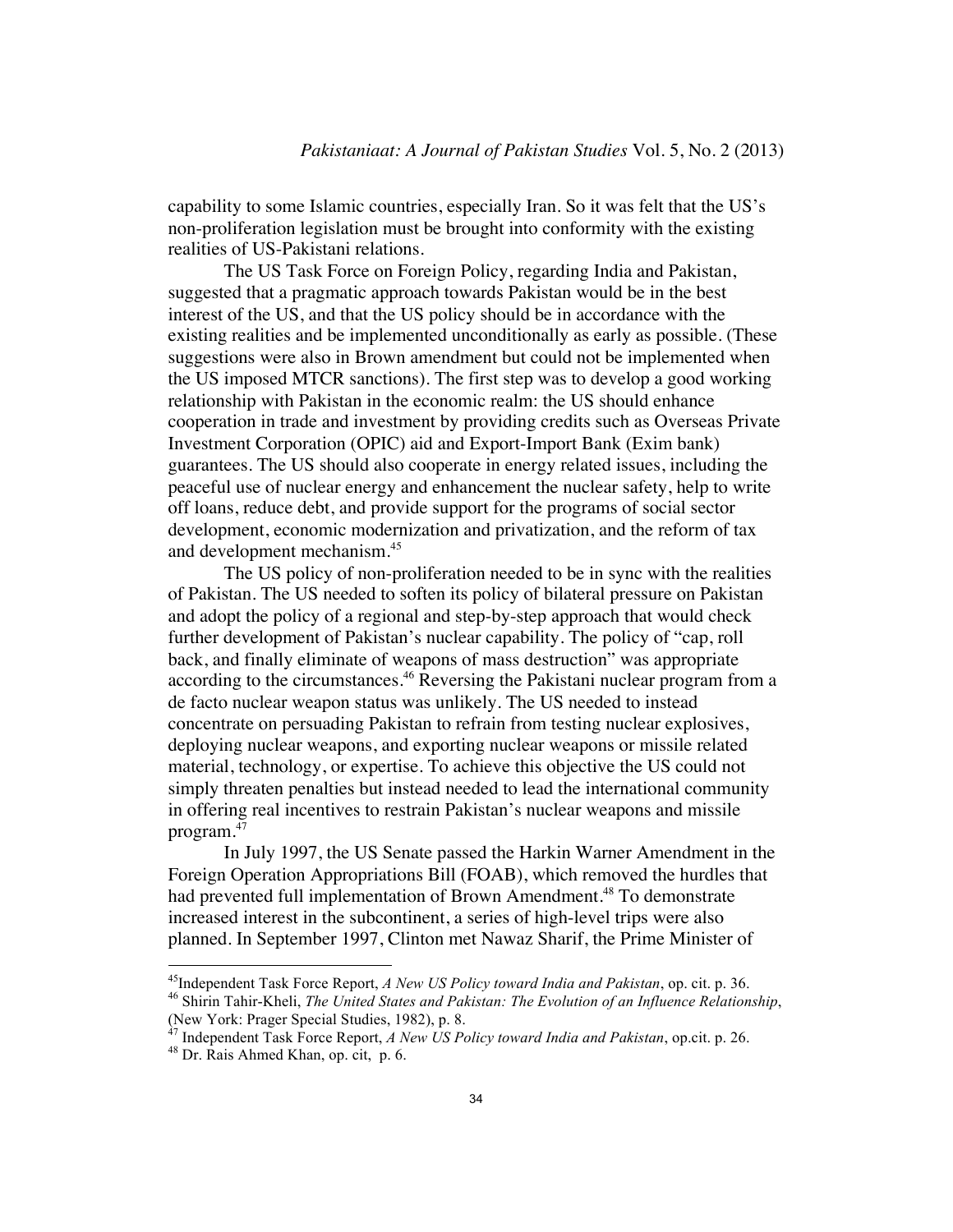capability to some Islamic countries, especially Iran. So it was felt that the US's non-proliferation legislation must be brought into conformity with the existing realities of US-Pakistani relations.

The US Task Force on Foreign Policy, regarding India and Pakistan, suggested that a pragmatic approach towards Pakistan would be in the best interest of the US, and that the US policy should be in accordance with the existing realities and be implemented unconditionally as early as possible. (These suggestions were also in Brown amendment but could not be implemented when the US imposed MTCR sanctions). The first step was to develop a good working relationship with Pakistan in the economic realm: the US should enhance cooperation in trade and investment by providing credits such as Overseas Private Investment Corporation (OPIC) aid and Export-Import Bank (Exim bank) guarantees. The US should also cooperate in energy related issues, including the peaceful use of nuclear energy and enhancement the nuclear safety, help to write off loans, reduce debt, and provide support for the programs of social sector development, economic modernization and privatization, and the reform of tax and development mechanism.[45]

The US policy of non-proliferation needed to be in sync with the realities of Pakistan. The US needed to soften its policy of bilateral pressure on Pakistan and adopt the policy of a regional and step-by-step approach that would check further development of Pakistan's nuclear capability. The policy of "cap, roll back, and finally eliminate of weapons of mass destruction" was appropriate according to the circumstances.[46] Reversing the Pakistani nuclear program from a de facto nuclear weapon status was unlikely. The US needed to instead concentrate on persuading Pakistan to refrain from testing nuclear explosives, deploying nuclear weapons, and exporting nuclear weapons or missile related material, technology, or expertise. To achieve this objective the US could not simply threaten penalties but instead needed to lead the international community in offering real incentives to restrain Pakistan's nuclear weapons and missile program.[47]

In July 1997, the US Senate passed the Harkin Warner Amendment in the Foreign Operation Appropriations Bill (FOAB), which removed the hurdles that had prevented full implementation of Brown Amendment.[48] To demonstrate increased interest in the subcontinent, a series of high-level trips were also planned. In September 1997, Clinton met Nawaz Sharif, the Prime Minister of

---

[45] Independent Task Force Report, *A New US Policy toward India and Pakistan*, op. cit. p. 36.

[46] Shirin Tahir-Kheli, *The United States and Pakistan: The Evolution of an Influence Relationship*, (New York: Prager Special Studies, 1982), p. 8.

[47] Independent Task Force Report, *A New US Policy toward India and Pakistan*, op.cit. p. 26.

[48] Dr. Rais Ahmed Khan, op. cit, p. 6.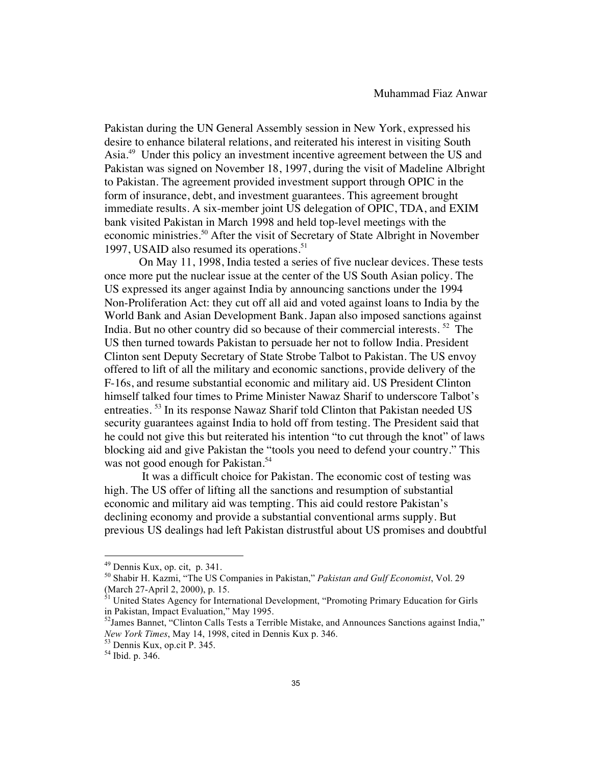Pakistan during the UN General Assembly session in New York, expressed his desire to enhance bilateral relations, and reiterated his interest in visiting South Asia.[49] Under this policy an investment incentive agreement between the US and Pakistan was signed on November 18, 1997, during the visit of Madeline Albright to Pakistan. The agreement provided investment support through OPIC in the form of insurance, debt, and investment guarantees. This agreement brought immediate results. A six-member joint US delegation of OPIC, TDA, and EXIM bank visited Pakistan in March 1998 and held top-level meetings with the economic ministries.[50] After the visit of Secretary of State Albright in November 1997, USAID also resumed its operations.[51]

On May 11, 1998, India tested a series of five nuclear devices. These tests once more put the nuclear issue at the center of the US South Asian policy. The US expressed its anger against India by announcing sanctions under the 1994 Non-Proliferation Act: they cut off all aid and voted against loans to India by the World Bank and Asian Development Bank. Japan also imposed sanctions against India. But no other country did so because of their commercial interests. [52] The US then turned towards Pakistan to persuade her not to follow India. President Clinton sent Deputy Secretary of State Strobe Talbot to Pakistan. The US envoy offered to lift of all the military and economic sanctions, provide delivery of the F-16s, and resume substantial economic and military aid. US President Clinton himself talked four times to Prime Minister Nawaz Sharif to underscore Talbot's entreaties. [53] In its response Nawaz Sharif told Clinton that Pakistan needed US security guarantees against India to hold off from testing. The President said that he could not give this but reiterated his intention "to cut through the knot" of laws blocking aid and give Pakistan the "tools you need to defend your country." This was not good enough for Pakistan.[54]

It was a difficult choice for Pakistan. The economic cost of testing was high. The US offer of lifting all the sanctions and resumption of substantial economic and military aid was tempting. This aid could restore Pakistan's declining economy and provide a substantial conventional arms supply. But previous US dealings had left Pakistan distrustful about US promises and doubtful

---

[49] Dennis Kux, op. cit, p. 341.

[50] Shabir H. Kazmi, "The US Companies in Pakistan," *Pakistan and Gulf Economist*, Vol. 29 (March 27-April 2, 2000), p. 15.

[51] United States Agency for International Development, "Promoting Primary Education for Girls in Pakistan, Impact Evaluation," May 1995.

[52] James Bannet, "Clinton Calls Tests a Terrible Mistake, and Announces Sanctions against India," *New York Times*, May 14, 1998, cited in Dennis Kux p. 346.

[53] Dennis Kux, op.cit P. 345.

[54] Ibid. p. 346.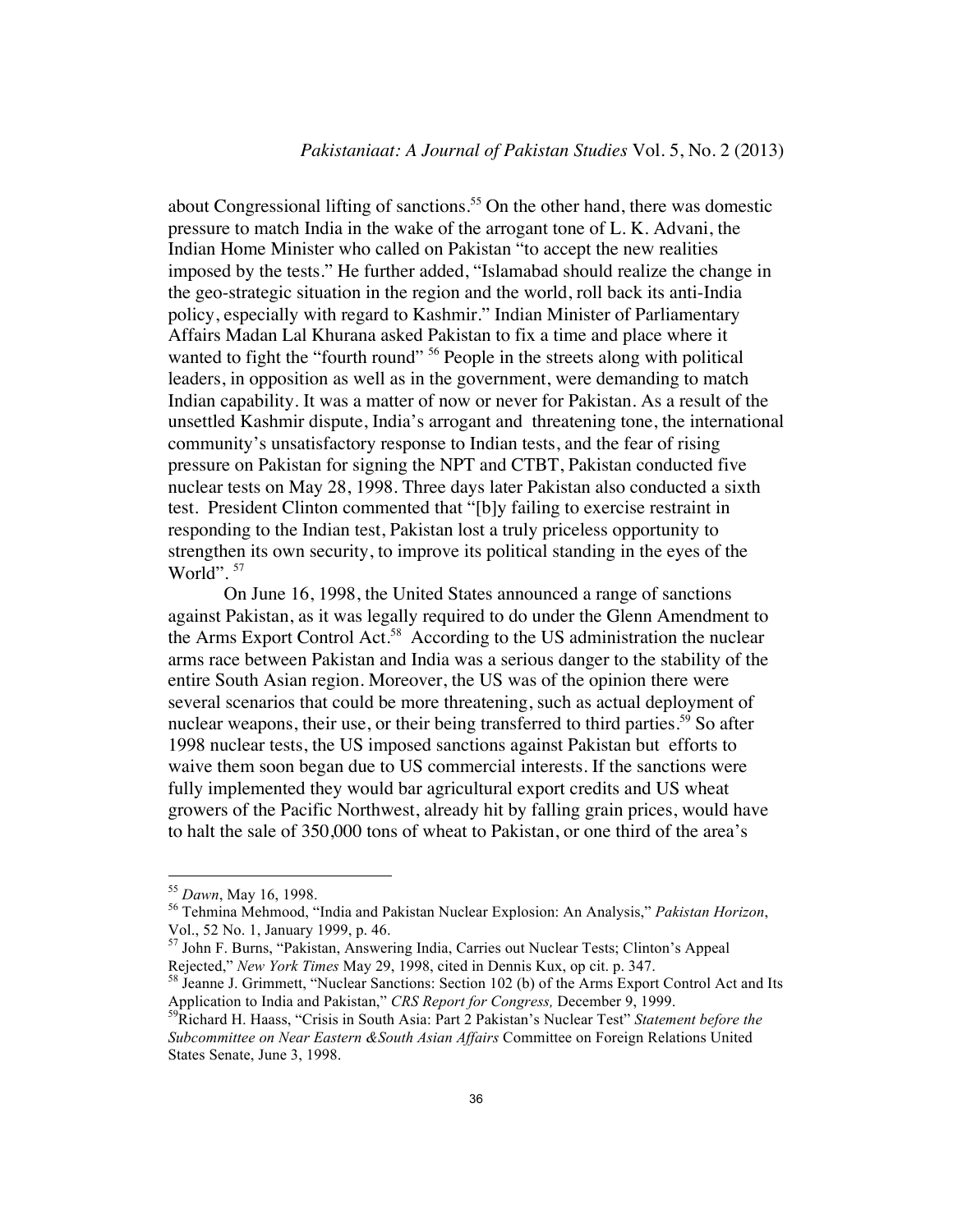about Congressional lifting of sanctions.[55] On the other hand, there was domestic pressure to match India in the wake of the arrogant tone of L. K. Advani, the Indian Home Minister who called on Pakistan "to accept the new realities imposed by the tests." He further added, "Islamabad should realize the change in the geo-strategic situation in the region and the world, roll back its anti-India policy, especially with regard to Kashmir." Indian Minister of Parliamentary Affairs Madan Lal Khurana asked Pakistan to fix a time and place where it wanted to fight the "fourth round" [56] People in the streets along with political leaders, in opposition as well as in the government, were demanding to match Indian capability. It was a matter of now or never for Pakistan. As a result of the unsettled Kashmir dispute, India's arrogant and threatening tone, the international community's unsatisfactory response to Indian tests, and the fear of rising pressure on Pakistan for signing the NPT and CTBT, Pakistan conducted five nuclear tests on May 28, 1998. Three days later Pakistan also conducted a sixth test. President Clinton commented that "[b]y failing to exercise restraint in responding to the Indian test, Pakistan lost a truly priceless opportunity to strengthen its own security, to improve its political standing in the eyes of the World". [57]

On June 16, 1998, the United States announced a range of sanctions against Pakistan, as it was legally required to do under the Glenn Amendment to the Arms Export Control Act.[58] According to the US administration the nuclear arms race between Pakistan and India was a serious danger to the stability of the entire South Asian region. Moreover, the US was of the opinion there were several scenarios that could be more threatening, such as actual deployment of nuclear weapons, their use, or their being transferred to third parties.[59] So after 1998 nuclear tests, the US imposed sanctions against Pakistan but efforts to waive them soon began due to US commercial interests. If the sanctions were fully implemented they would bar agricultural export credits and US wheat growers of the Pacific Northwest, already hit by falling grain prices, would have to halt the sale of 350,000 tons of wheat to Pakistan, or one third of the area's

---

[55] *Dawn*, May 16, 1998.

[56] Tehmina Mehmood, "India and Pakistan Nuclear Explosion: An Analysis," *Pakistan Horizon*, Vol., 52 No. 1, January 1999, p. 46.

[57] John F. Burns, "Pakistan, Answering India, Carries out Nuclear Tests; Clinton's Appeal Rejected," *New York Times* May 29, 1998, cited in Dennis Kux, op cit. p. 347.

[58] Jeanne J. Grimmett, "Nuclear Sanctions: Section 102 (b) of the Arms Export Control Act and Its Application to India and Pakistan," *CRS Report for Congress,* December 9, 1999.

[59] Richard H. Haass, "Crisis in South Asia: Part 2 Pakistan's Nuclear Test" *Statement before the Subcommittee on Near Eastern &South Asian Affairs* Committee on Foreign Relations United States Senate, June 3, 1998.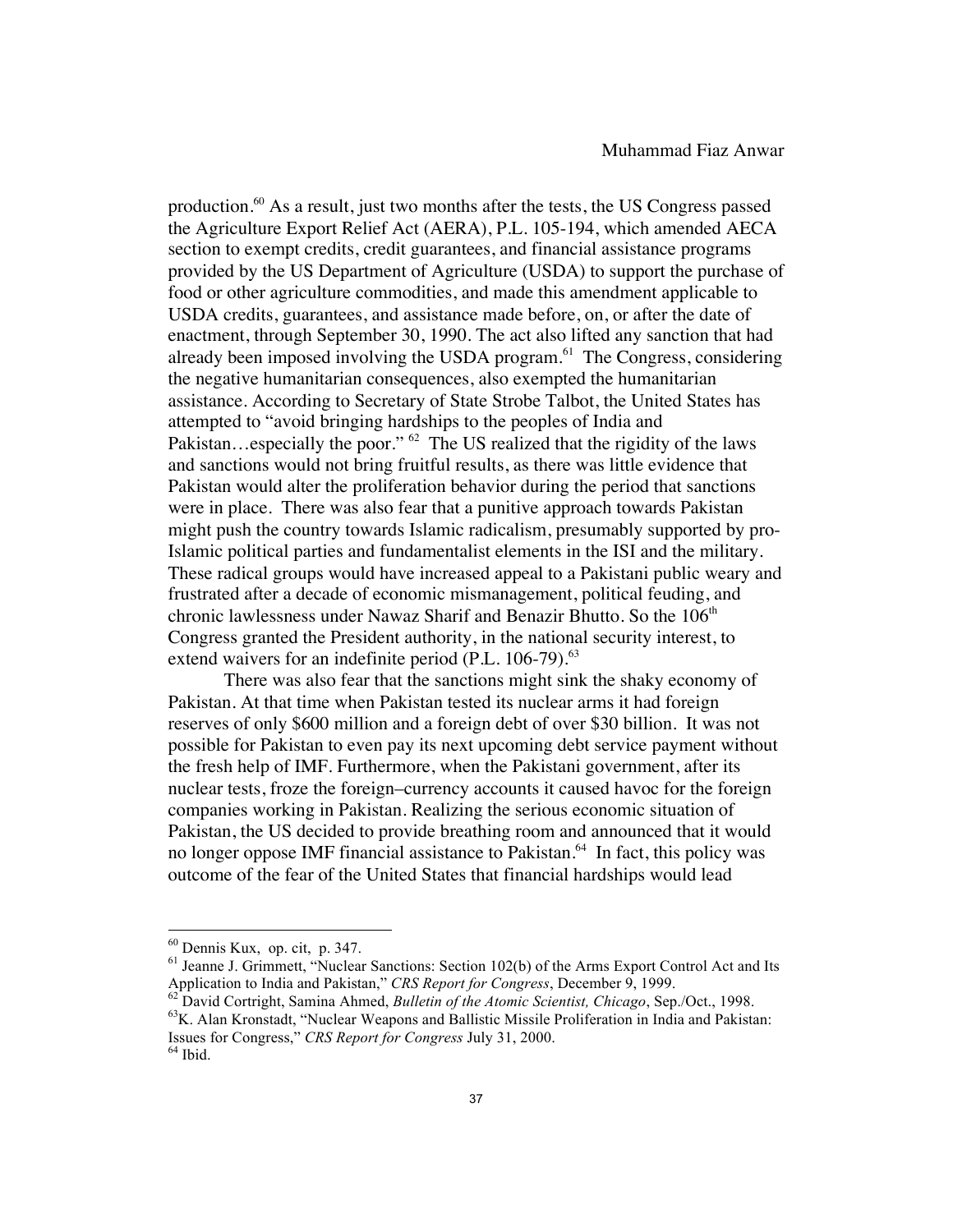production.[60] As a result, just two months after the tests, the US Congress passed the Agriculture Export Relief Act (AERA), P.L. 105-194, which amended AECA section to exempt credits, credit guarantees, and financial assistance programs provided by the US Department of Agriculture (USDA) to support the purchase of food or other agriculture commodities, and made this amendment applicable to USDA credits, guarantees, and assistance made before, on, or after the date of enactment, through September 30, 1990. The act also lifted any sanction that had already been imposed involving the USDA program.[61] The Congress, considering the negative humanitarian consequences, also exempted the humanitarian assistance. According to Secretary of State Strobe Talbot, the United States has attempted to "avoid bringing hardships to the peoples of India and Pakistan…especially the poor." [62] The US realized that the rigidity of the laws and sanctions would not bring fruitful results, as there was little evidence that Pakistan would alter the proliferation behavior during the period that sanctions were in place. There was also fear that a punitive approach towards Pakistan might push the country towards Islamic radicalism, presumably supported by pro-Islamic political parties and fundamentalist elements in the ISI and the military. These radical groups would have increased appeal to a Pakistani public weary and frustrated after a decade of economic mismanagement, political feuding, and chronic lawlessness under Nawaz Sharif and Benazir Bhutto. So the 106th Congress granted the President authority, in the national security interest, to extend waivers for an indefinite period (P.L. 106-79).[63]

There was also fear that the sanctions might sink the shaky economy of Pakistan. At that time when Pakistan tested its nuclear arms it had foreign reserves of only $600 million and a foreign debt of over $30 billion. It was not possible for Pakistan to even pay its next upcoming debt service payment without the fresh help of IMF. Furthermore, when the Pakistani government, after its nuclear tests, froze the foreign–currency accounts it caused havoc for the foreign companies working in Pakistan. Realizing the serious economic situation of Pakistan, the US decided to provide breathing room and announced that it would no longer oppose IMF financial assistance to Pakistan.[64] In fact, this policy was outcome of the fear of the United States that financial hardships would lead

---

[60] Dennis Kux, op. cit, p. 347.

[61] Jeanne J. Grimmett, "Nuclear Sanctions: Section 102(b) of the Arms Export Control Act and Its Application to India and Pakistan," *CRS Report for Congress*, December 9, 1999.

[62] David Cortright, Samina Ahmed, *Bulletin of the Atomic Scientist, Chicago*, Sep./Oct., 1998.

[63] K. Alan Kronstadt, "Nuclear Weapons and Ballistic Missile Proliferation in India and Pakistan: Issues for Congress," *CRS Report for Congress* July 31, 2000.

[64] Ibid.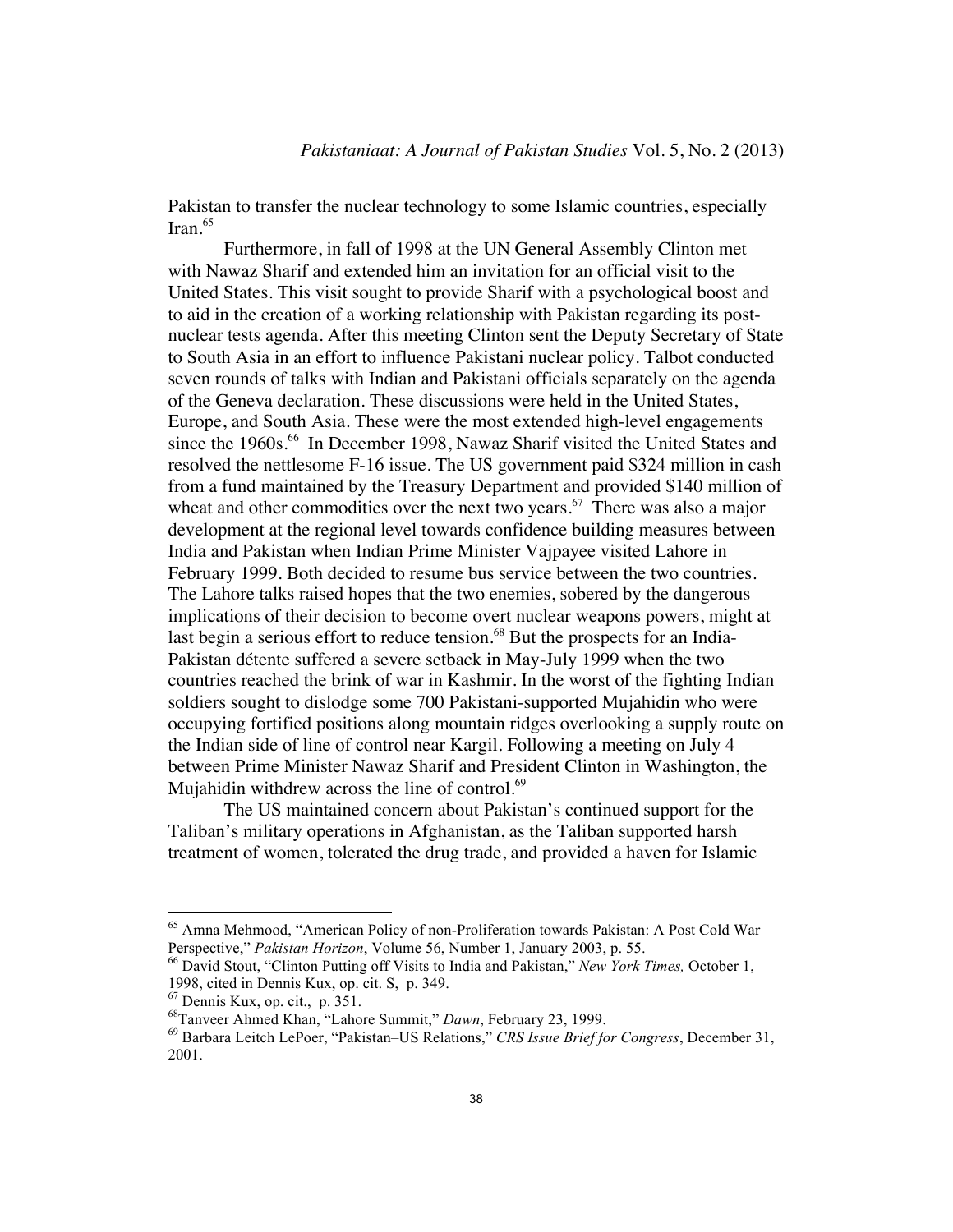Pakistan to transfer the nuclear technology to some Islamic countries, especially Iran.[65]

Furthermore, in fall of 1998 at the UN General Assembly Clinton met with Nawaz Sharif and extended him an invitation for an official visit to the United States. This visit sought to provide Sharif with a psychological boost and to aid in the creation of a working relationship with Pakistan regarding its post-nuclear tests agenda. After this meeting Clinton sent the Deputy Secretary of State to South Asia in an effort to influence Pakistani nuclear policy. Talbot conducted seven rounds of talks with Indian and Pakistani officials separately on the agenda of the Geneva declaration. These discussions were held in the United States, Europe, and South Asia. These were the most extended high-level engagements since the 1960s.[66] In December 1998, Nawaz Sharif visited the United States and resolved the nettlesome F-16 issue. The US government paid $324 million in cash from a fund maintained by the Treasury Department and provided $140 million of wheat and other commodities over the next two years.[67] There was also a major development at the regional level towards confidence building measures between India and Pakistan when Indian Prime Minister Vajpayee visited Lahore in February 1999. Both decided to resume bus service between the two countries. The Lahore talks raised hopes that the two enemies, sobered by the dangerous implications of their decision to become overt nuclear weapons powers, might at last begin a serious effort to reduce tension.[68] But the prospects for an India-Pakistan détente suffered a severe setback in May-July 1999 when the two countries reached the brink of war in Kashmir. In the worst of the fighting Indian soldiers sought to dislodge some 700 Pakistani-supported Mujahidin who were occupying fortified positions along mountain ridges overlooking a supply route on the Indian side of line of control near Kargil. Following a meeting on July 4 between Prime Minister Nawaz Sharif and President Clinton in Washington, the Mujahidin withdrew across the line of control.[69]

The US maintained concern about Pakistan's continued support for the Taliban's military operations in Afghanistan, as the Taliban supported harsh treatment of women, tolerated the drug trade, and provided a haven for Islamic

---

[65] Amna Mehmood, "American Policy of non-Proliferation towards Pakistan: A Post Cold War Perspective," *Pakistan Horizon*, Volume 56, Number 1, January 2003, p. 55.

[66] David Stout, "Clinton Putting off Visits to India and Pakistan," *New York Times,* October 1, 1998, cited in Dennis Kux, op. cit. S, p. 349.

[67] Dennis Kux, op. cit., p. 351.

[68] Tanveer Ahmed Khan, "Lahore Summit," *Dawn*, February 23, 1999.

[69] Barbara Leitch LePoer, "Pakistan–US Relations," *CRS Issue Brief for Congress*, December 31, 2001.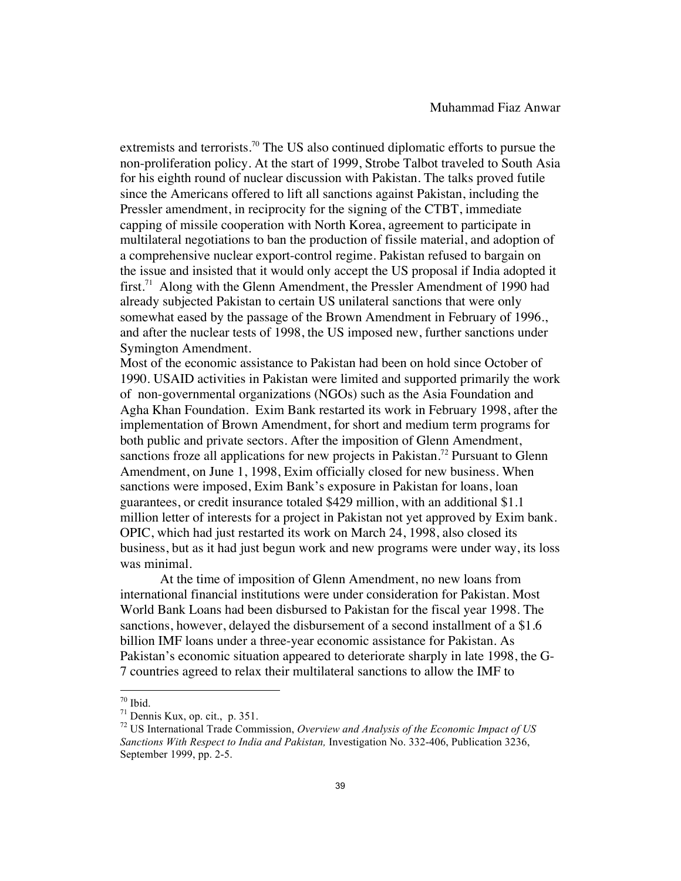extremists and terrorists.[70] The US also continued diplomatic efforts to pursue the non-proliferation policy. At the start of 1999, Strobe Talbot traveled to South Asia for his eighth round of nuclear discussion with Pakistan. The talks proved futile since the Americans offered to lift all sanctions against Pakistan, including the Pressler amendment, in reciprocity for the signing of the CTBT, immediate capping of missile cooperation with North Korea, agreement to participate in multilateral negotiations to ban the production of fissile material, and adoption of a comprehensive nuclear export-control regime. Pakistan refused to bargain on the issue and insisted that it would only accept the US proposal if India adopted it first.[71] Along with the Glenn Amendment, the Pressler Amendment of 1990 had already subjected Pakistan to certain US unilateral sanctions that were only somewhat eased by the passage of the Brown Amendment in February of 1996., and after the nuclear tests of 1998, the US imposed new, further sanctions under Symington Amendment.

Most of the economic assistance to Pakistan had been on hold since October of 1990. USAID activities in Pakistan were limited and supported primarily the work of non-governmental organizations (NGOs) such as the Asia Foundation and Agha Khan Foundation. Exim Bank restarted its work in February 1998, after the implementation of Brown Amendment, for short and medium term programs for both public and private sectors. After the imposition of Glenn Amendment, sanctions froze all applications for new projects in Pakistan.[72] Pursuant to Glenn Amendment, on June 1, 1998, Exim officially closed for new business. When sanctions were imposed, Exim Bank's exposure in Pakistan for loans, loan guarantees, or credit insurance totaled \$429 million, with an additional \$1.1 million letter of interests for a project in Pakistan not yet approved by Exim bank. OPIC, which had just restarted its work on March 24, 1998, also closed its business, but as it had just begun work and new programs were under way, its loss was minimal.

At the time of imposition of Glenn Amendment, no new loans from international financial institutions were under consideration for Pakistan. Most World Bank Loans had been disbursed to Pakistan for the fiscal year 1998. The sanctions, however, delayed the disbursement of a second installment of a \$1.6 billion IMF loans under a three-year economic assistance for Pakistan. As Pakistan's economic situation appeared to deteriorate sharply in late 1998, the G-7 countries agreed to relax their multilateral sanctions to allow the IMF to

---

[70] Ibid.

[71] Dennis Kux, op. cit., p. 351.

[72] US International Trade Commission, *Overview and Analysis of the Economic Impact of US Sanctions With Respect to India and Pakistan,* Investigation No. 332-406, Publication 3236, September 1999, pp. 2-5.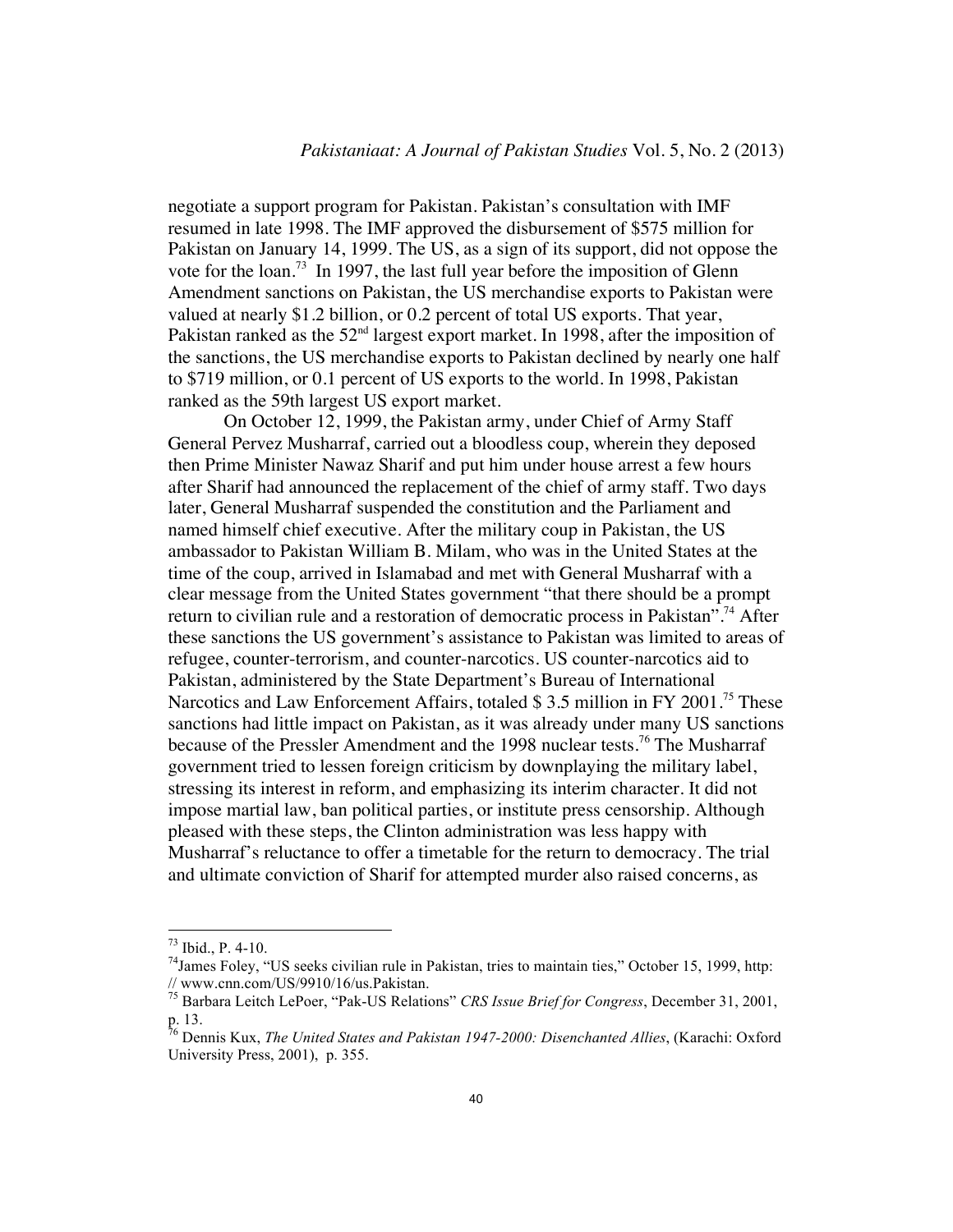negotiate a support program for Pakistan. Pakistan's consultation with IMF resumed in late 1998. The IMF approved the disbursement of $575 million for Pakistan on January 14, 1999. The US, as a sign of its support, did not oppose the vote for the loan.[73] In 1997, the last full year before the imposition of Glenn Amendment sanctions on Pakistan, the US merchandise exports to Pakistan were valued at nearly $1.2 billion, or 0.2 percent of total US exports. That year, Pakistan ranked as the 52nd largest export market. In 1998, after the imposition of the sanctions, the US merchandise exports to Pakistan declined by nearly one half to $719 million, or 0.1 percent of US exports to the world. In 1998, Pakistan ranked as the 59th largest US export market.

On October 12, 1999, the Pakistan army, under Chief of Army Staff General Pervez Musharraf, carried out a bloodless coup, wherein they deposed then Prime Minister Nawaz Sharif and put him under house arrest a few hours after Sharif had announced the replacement of the chief of army staff. Two days later, General Musharraf suspended the constitution and the Parliament and named himself chief executive. After the military coup in Pakistan, the US ambassador to Pakistan William B. Milam, who was in the United States at the time of the coup, arrived in Islamabad and met with General Musharraf with a clear message from the United States government "that there should be a prompt return to civilian rule and a restoration of democratic process in Pakistan".[74] After these sanctions the US government's assistance to Pakistan was limited to areas of refugee, counter-terrorism, and counter-narcotics. US counter-narcotics aid to Pakistan, administered by the State Department's Bureau of International Narcotics and Law Enforcement Affairs, totaled $ 3.5 million in FY 2001.[75] These sanctions had little impact on Pakistan, as it was already under many US sanctions because of the Pressler Amendment and the 1998 nuclear tests.[76] The Musharraf government tried to lessen foreign criticism by downplaying the military label, stressing its interest in reform, and emphasizing its interim character. It did not impose martial law, ban political parties, or institute press censorship. Although pleased with these steps, the Clinton administration was less happy with Musharraf's reluctance to offer a timetable for the return to democracy. The trial and ultimate conviction of Sharif for attempted murder also raised concerns, as

---

[73] Ibid., P. 4-10.

[74] James Foley, "US seeks civilian rule in Pakistan, tries to maintain ties," October 15, 1999, http: // www.cnn.com/US/9910/16/us.Pakistan.

[75] Barbara Leitch LePoer, "Pak-US Relations" *CRS Issue Brief for Congress*, December 31, 2001, p. 13.

[76] Dennis Kux, *The United States and Pakistan 1947-2000: Disenchanted Allies*, (Karachi: Oxford University Press, 2001), p. 355.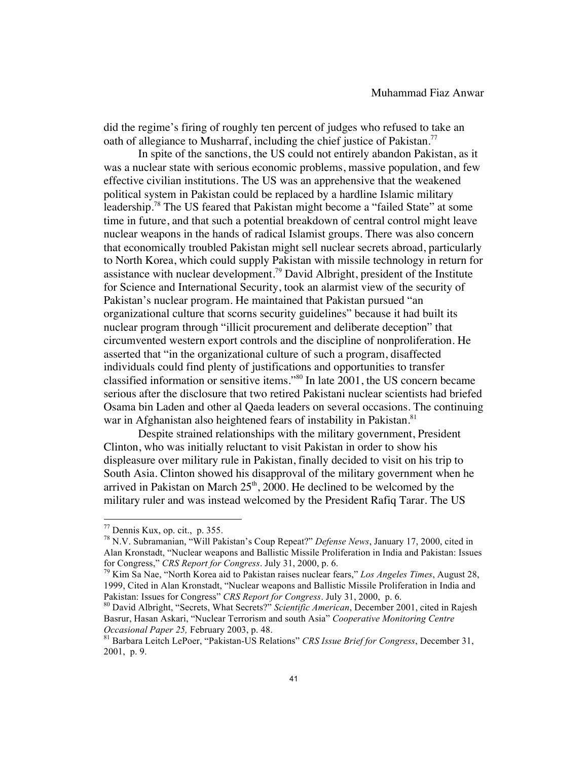did the regime's firing of roughly ten percent of judges who refused to take an oath of allegiance to Musharraf, including the chief justice of Pakistan.[77]

In spite of the sanctions, the US could not entirely abandon Pakistan, as it was a nuclear state with serious economic problems, massive population, and few effective civilian institutions. The US was an apprehensive that the weakened political system in Pakistan could be replaced by a hardline Islamic military leadership.[78] The US feared that Pakistan might become a "failed State" at some time in future, and that such a potential breakdown of central control might leave nuclear weapons in the hands of radical Islamist groups. There was also concern that economically troubled Pakistan might sell nuclear secrets abroad, particularly to North Korea, which could supply Pakistan with missile technology in return for assistance with nuclear development.[79] David Albright, president of the Institute for Science and International Security, took an alarmist view of the security of Pakistan's nuclear program. He maintained that Pakistan pursued "an organizational culture that scorns security guidelines" because it had built its nuclear program through "illicit procurement and deliberate deception" that circumvented western export controls and the discipline of nonproliferation. He asserted that "in the organizational culture of such a program, disaffected individuals could find plenty of justifications and opportunities to transfer classified information or sensitive items."[80] In late 2001, the US concern became serious after the disclosure that two retired Pakistani nuclear scientists had briefed Osama bin Laden and other al Qaeda leaders on several occasions. The continuing war in Afghanistan also heightened fears of instability in Pakistan.[81]

Despite strained relationships with the military government, President Clinton, who was initially reluctant to visit Pakistan in order to show his displeasure over military rule in Pakistan, finally decided to visit on his trip to South Asia. Clinton showed his disapproval of the military government when he arrived in Pakistan on March 25th, 2000. He declined to be welcomed by the military ruler and was instead welcomed by the President Rafiq Tarar. The US

---

[77] Dennis Kux, op. cit., p. 355.

[78] N.V. Subramanian, "Will Pakistan's Coup Repeat?" *Defense News*, January 17, 2000, cited in Alan Kronstadt, "Nuclear weapons and Ballistic Missile Proliferation in India and Pakistan: Issues for Congress," *CRS Report for Congress*. July 31, 2000, p. 6.

[79] Kim Sa Nae, "North Korea aid to Pakistan raises nuclear fears," *Los Angeles Times*, August 28, 1999, Cited in Alan Kronstadt, "Nuclear weapons and Ballistic Missile Proliferation in India and Pakistan: Issues for Congress" *CRS Report for Congress*. July 31, 2000, p. 6.

[80] David Albright, "Secrets, What Secrets?" *Scientific American*, December 2001, cited in Rajesh Basrur, Hasan Askari, "Nuclear Terrorism and south Asia" *Cooperative Monitoring Centre Occasional Paper 25,* February 2003, p. 48.

[81] Barbara Leitch LePoer, "Pakistan-US Relations" *CRS Issue Brief for Congress*, December 31, 2001, p. 9.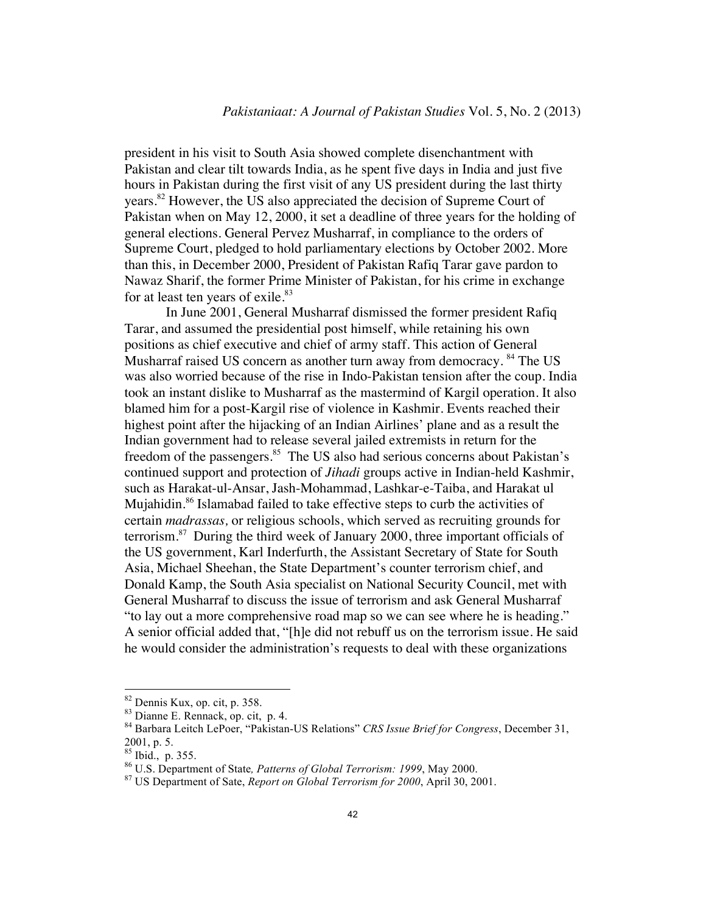president in his visit to South Asia showed complete disenchantment with Pakistan and clear tilt towards India, as he spent five days in India and just five hours in Pakistan during the first visit of any US president during the last thirty years.[82] However, the US also appreciated the decision of Supreme Court of Pakistan when on May 12, 2000, it set a deadline of three years for the holding of general elections. General Pervez Musharraf, in compliance to the orders of Supreme Court, pledged to hold parliamentary elections by October 2002. More than this, in December 2000, President of Pakistan Rafiq Tarar gave pardon to Nawaz Sharif, the former Prime Minister of Pakistan, for his crime in exchange for at least ten years of exile.[83]

In June 2001, General Musharraf dismissed the former president Rafiq Tarar, and assumed the presidential post himself, while retaining his own positions as chief executive and chief of army staff. This action of General Musharraf raised US concern as another turn away from democracy.[84] The US was also worried because of the rise in Indo-Pakistan tension after the coup. India took an instant dislike to Musharraf as the mastermind of Kargil operation. It also blamed him for a post-Kargil rise of violence in Kashmir. Events reached their highest point after the hijacking of an Indian Airlines' plane and as a result the Indian government had to release several jailed extremists in return for the freedom of the passengers.[85] The US also had serious concerns about Pakistan's continued support and protection of *Jihadi* groups active in Indian-held Kashmir, such as Harakat-ul-Ansar, Jash-Mohammad, Lashkar-e-Taiba, and Harakat ul Mujahidin.[86] Islamabad failed to take effective steps to curb the activities of certain *madrassas,* or religious schools, which served as recruiting grounds for terrorism.[87] During the third week of January 2000, three important officials of the US government, Karl Inderfurth, the Assistant Secretary of State for South Asia, Michael Sheehan, the State Department's counter terrorism chief, and Donald Kamp, the South Asia specialist on National Security Council, met with General Musharraf to discuss the issue of terrorism and ask General Musharraf "to lay out a more comprehensive road map so we can see where he is heading." A senior official added that, "[h]e did not rebuff us on the terrorism issue. He said he would consider the administration's requests to deal with these organizations

---

[82] Dennis Kux, op. cit, p. 358.

[83] Dianne E. Rennack, op. cit, p. 4.

[84] Barbara Leitch LePoer, "Pakistan-US Relations" *CRS Issue Brief for Congress*, December 31, 2001, p. 5.

[85] Ibid., p. 355.

[86] U.S. Department of State*, Patterns of Global Terrorism: 1999*, May 2000.

[87] US Department of Sate, *Report on Global Terrorism for 2000*, April 30, 2001.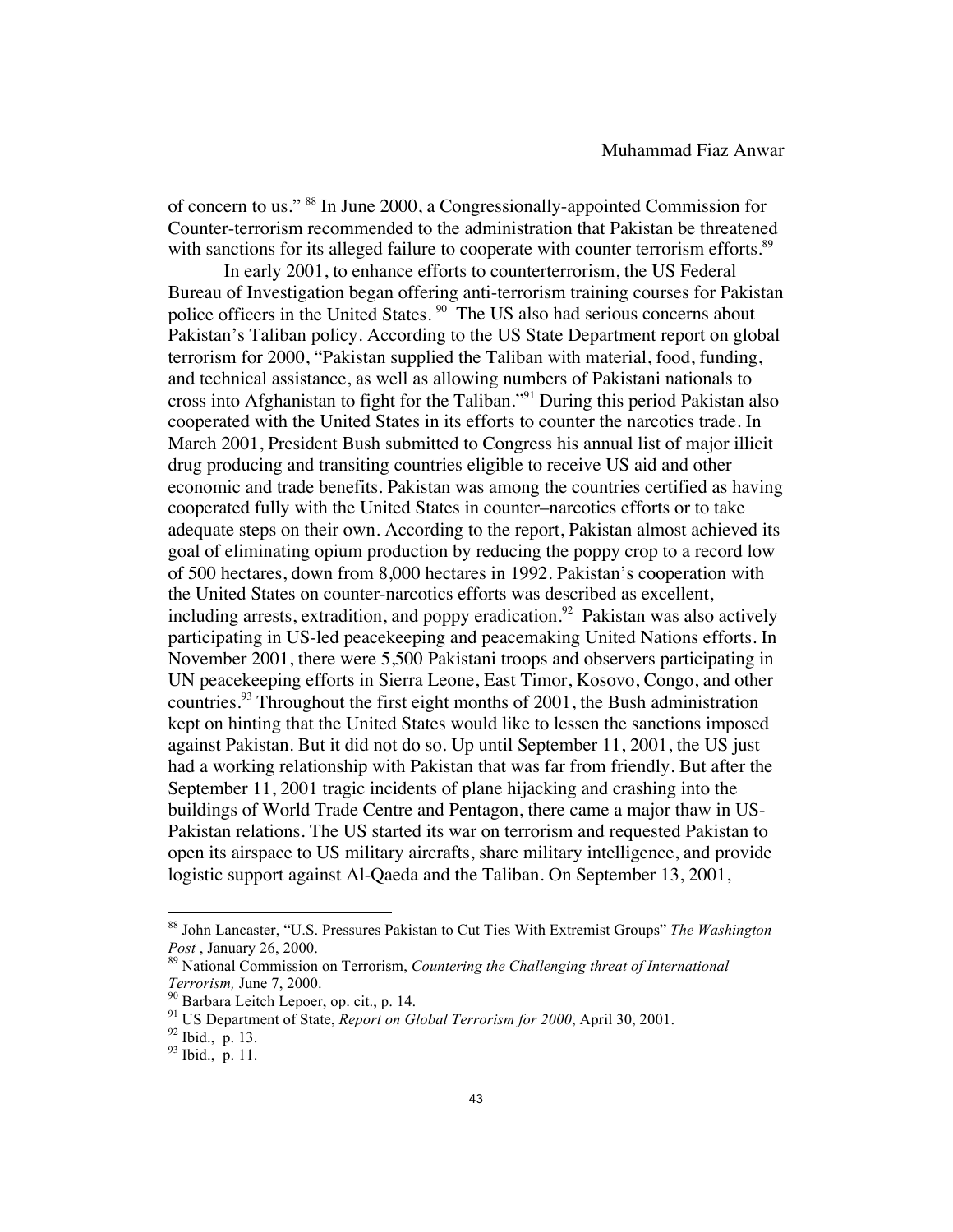of concern to us." [88] In June 2000, a Congressionally-appointed Commission for Counter-terrorism recommended to the administration that Pakistan be threatened with sanctions for its alleged failure to cooperate with counter terrorism efforts.[89]

In early 2001, to enhance efforts to counterterrorism, the US Federal Bureau of Investigation began offering anti-terrorism training courses for Pakistan police officers in the United States. [90] The US also had serious concerns about Pakistan's Taliban policy. According to the US State Department report on global terrorism for 2000, "Pakistan supplied the Taliban with material, food, funding, and technical assistance, as well as allowing numbers of Pakistani nationals to cross into Afghanistan to fight for the Taliban."[91] During this period Pakistan also cooperated with the United States in its efforts to counter the narcotics trade. In March 2001, President Bush submitted to Congress his annual list of major illicit drug producing and transiting countries eligible to receive US aid and other economic and trade benefits. Pakistan was among the countries certified as having cooperated fully with the United States in counter–narcotics efforts or to take adequate steps on their own. According to the report, Pakistan almost achieved its goal of eliminating opium production by reducing the poppy crop to a record low of 500 hectares, down from 8,000 hectares in 1992. Pakistan's cooperation with the United States on counter-narcotics efforts was described as excellent, including arrests, extradition, and poppy eradication.[92] Pakistan was also actively participating in US-led peacekeeping and peacemaking United Nations efforts. In November 2001, there were 5,500 Pakistani troops and observers participating in UN peacekeeping efforts in Sierra Leone, East Timor, Kosovo, Congo, and other countries.[93] Throughout the first eight months of 2001, the Bush administration kept on hinting that the United States would like to lessen the sanctions imposed against Pakistan. But it did not do so. Up until September 11, 2001, the US just had a working relationship with Pakistan that was far from friendly. But after the September 11, 2001 tragic incidents of plane hijacking and crashing into the buildings of World Trade Centre and Pentagon, there came a major thaw in US-Pakistan relations. The US started its war on terrorism and requested Pakistan to open its airspace to US military aircrafts, share military intelligence, and provide logistic support against Al-Qaeda and the Taliban. On September 13, 2001,

---

[88] John Lancaster, "U.S. Pressures Pakistan to Cut Ties With Extremist Groups" *The Washington Post* , January 26, 2000.

[89] National Commission on Terrorism, *Countering the Challenging threat of International Terrorism,* June 7, 2000.

[90] Barbara Leitch Lepoer, op. cit., p. 14.

[91] US Department of State, *Report on Global Terrorism for 2000*, April 30, 2001.

[92] Ibid., p. 13.

[93] Ibid., p. 11.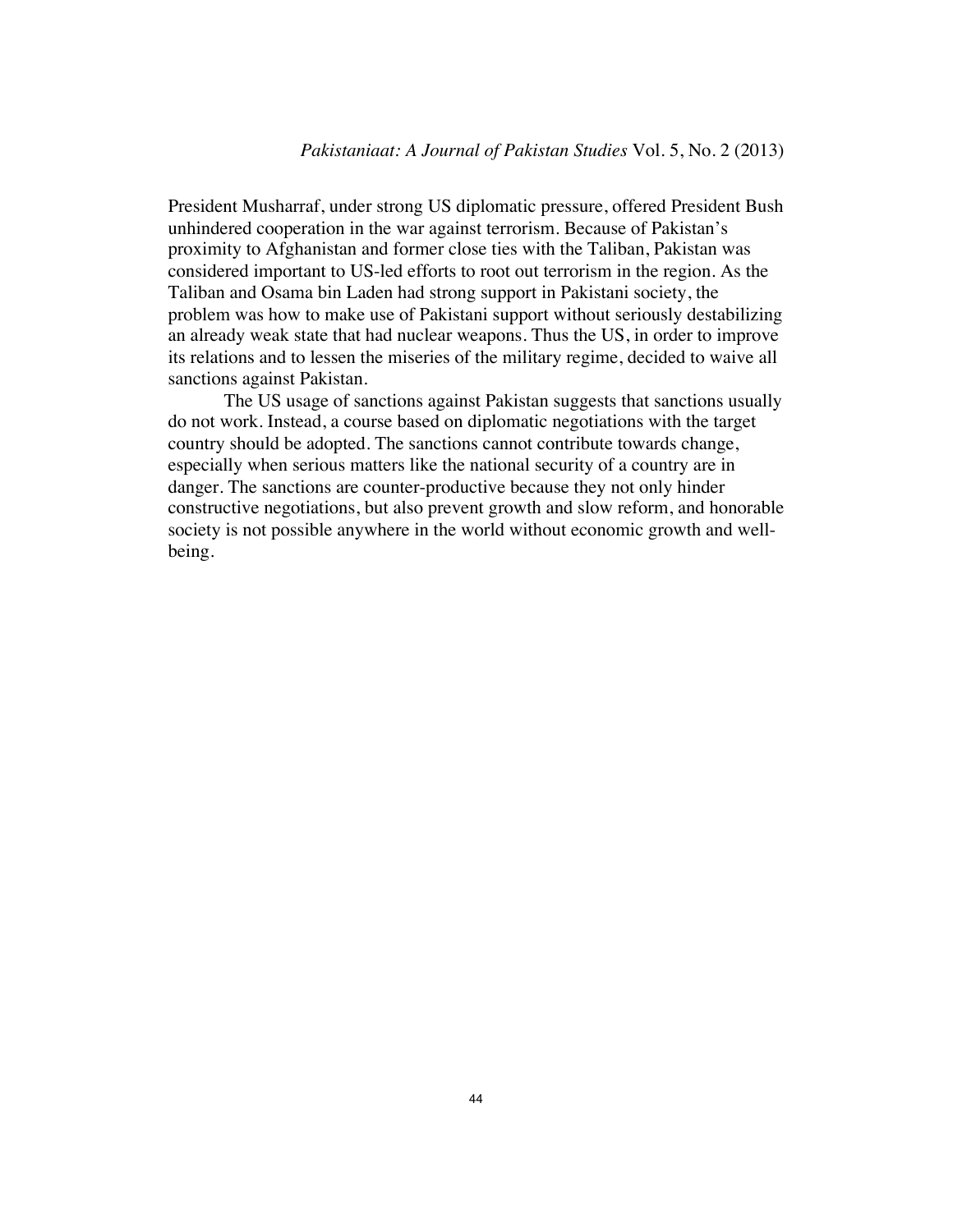President Musharraf, under strong US diplomatic pressure, offered President Bush unhindered cooperation in the war against terrorism. Because of Pakistan's proximity to Afghanistan and former close ties with the Taliban, Pakistan was considered important to US-led efforts to root out terrorism in the region. As the Taliban and Osama bin Laden had strong support in Pakistani society, the problem was how to make use of Pakistani support without seriously destabilizing an already weak state that had nuclear weapons. Thus the US, in order to improve its relations and to lessen the miseries of the military regime, decided to waive all sanctions against Pakistan.

The US usage of sanctions against Pakistan suggests that sanctions usually do not work. Instead, a course based on diplomatic negotiations with the target country should be adopted. The sanctions cannot contribute towards change, especially when serious matters like the national security of a country are in danger. The sanctions are counter-productive because they not only hinder constructive negotiations, but also prevent growth and slow reform, and honorable society is not possible anywhere in the world without economic growth and well-being.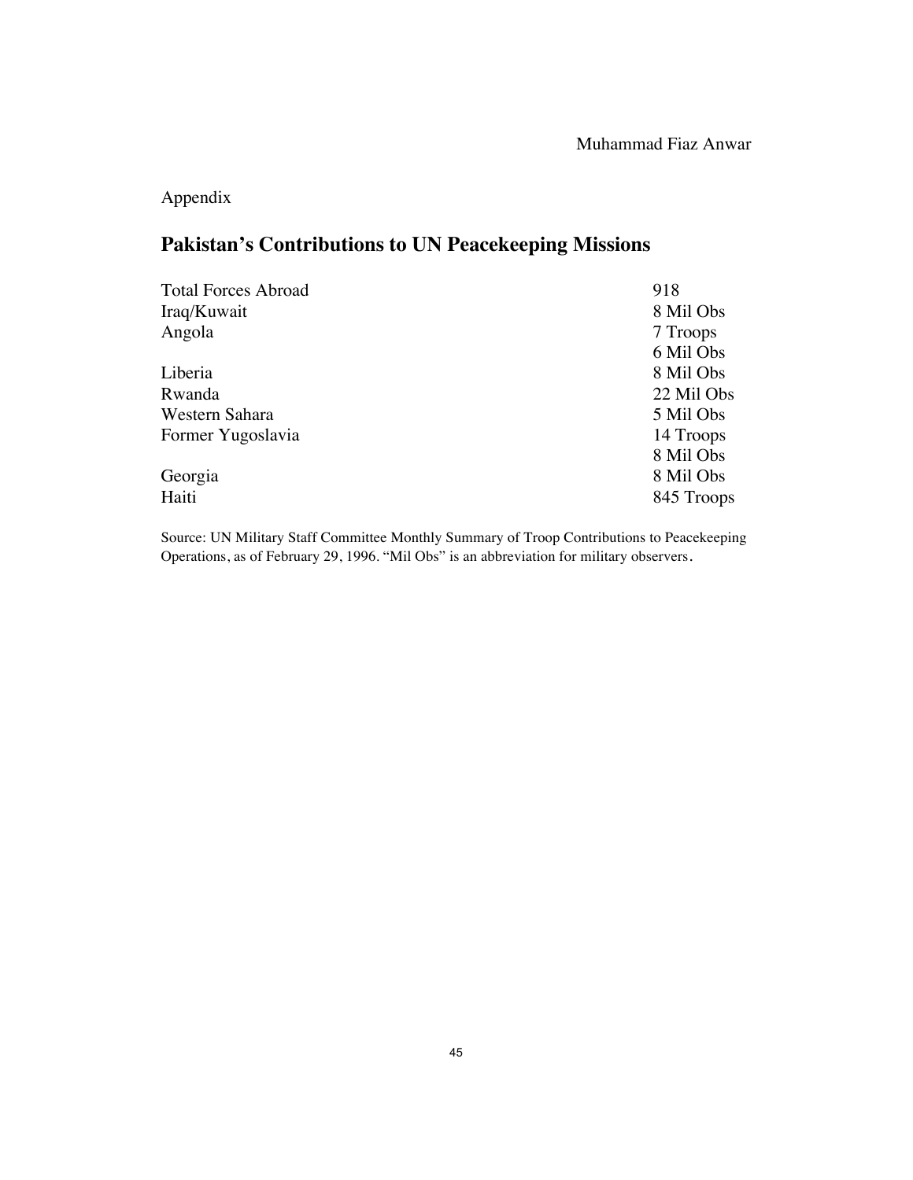Appendix

## Pakistan's Contributions to UN Peacekeeping Missions

| | |
|---|---|
| Total Forces Abroad | 918 |
| Iraq/Kuwait | 8 Mil Obs |
| Angola | 7 Troops |
| | 6 Mil Obs |
| Liberia | 8 Mil Obs |
| Rwanda | 22 Mil Obs |
| Western Sahara | 5 Mil Obs |
| Former Yugoslavia | 14 Troops |
| | 8 Mil Obs |
| Georgia | 8 Mil Obs |
| Haiti | 845 Troops |

Source: UN Military Staff Committee Monthly Summary of Troop Contributions to Peacekeeping Operations, as of February 29, 1996. "Mil Obs" is an abbreviation for military observers.